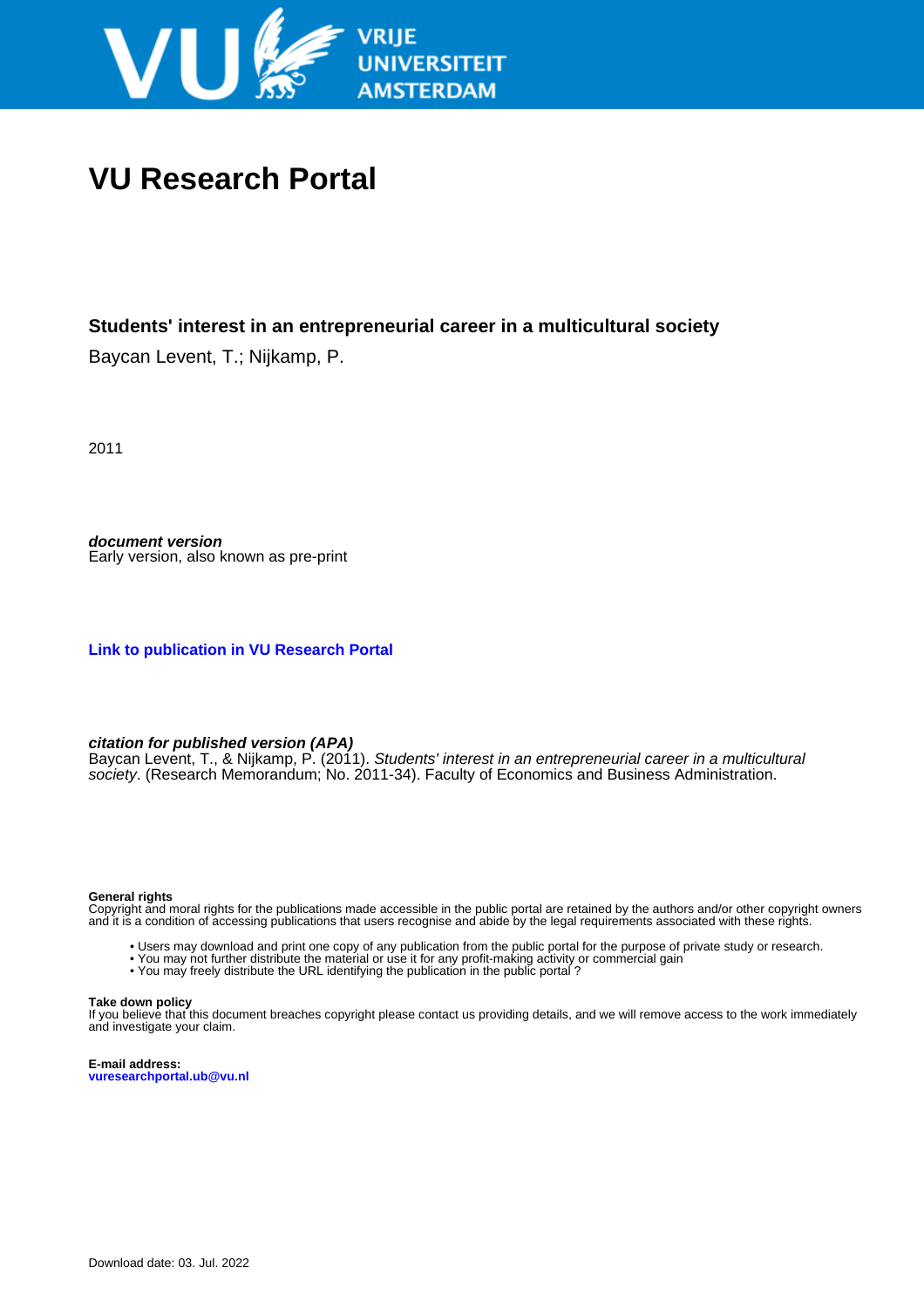VRIJE UNIVERSITEIT AMSTERDAM

# VU Research Portal

**Students' interest in an entrepreneurial career in a multicultural society**

Baycan Levent, T.; Nijkamp, P.

2011

***document version***
Early version, also known as pre-print

**[Link to publication in VU Research Portal]**

***citation for published version (APA)***
Baycan Levent, T., & Nijkamp, P. (2011). *Students' interest in an entrepreneurial career in a multicultural society*. (Research Memorandum; No. 2011-34). Faculty of Economics and Business Administration.

**General rights**
Copyright and moral rights for the publications made accessible in the public portal are retained by the authors and/or other copyright owners and it is a condition of accessing publications that users recognise and abide by the legal requirements associated with these rights.

- Users may download and print one copy of any publication from the public portal for the purpose of private study or research.
- You may not further distribute the material or use it for any profit-making activity or commercial gain
- You may freely distribute the URL identifying the publication in the public portal ?

**Take down policy**
If you believe that this document breaches copyright please contact us providing details, and we will remove access to the work immediately and investigate your claim.

**E-mail address:**
**vuresearchportal.ub@vu.nl**

Download date: 03. Jul. 2022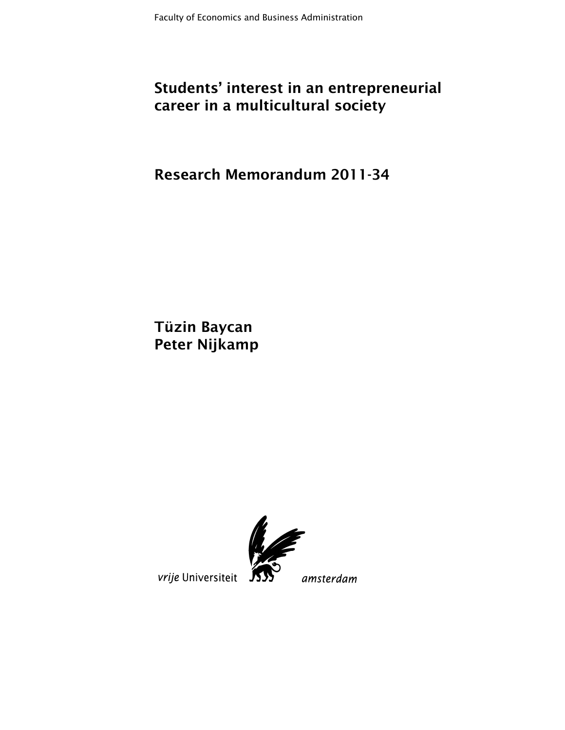Faculty of Economics and Business Administration

# Students' interest in an entrepreneurial career in a multicultural society

## Research Memorandum 2011-34

**Tüzin Baycan**
**Peter Nijkamp**

*vrije* Universiteit amsterdam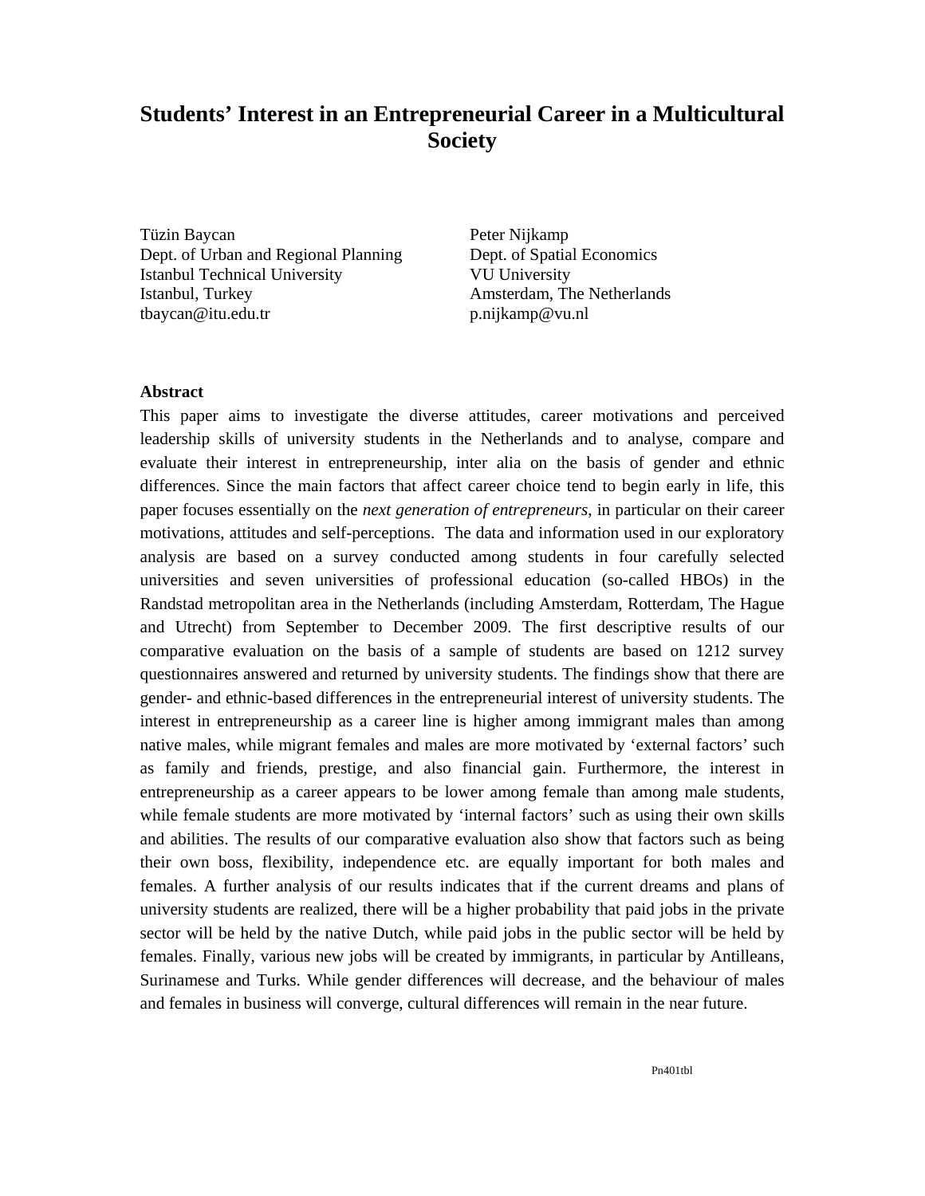# Students' Interest in an Entrepreneurial Career in a Multicultural Society

Tüzin Baycan
Dept. of Urban and Regional Planning
Istanbul Technical University
Istanbul, Turkey
tbaycan@itu.edu.tr

Peter Nijkamp
Dept. of Spatial Economics
VU University
Amsterdam, The Netherlands
p.nijkamp@vu.nl

**Abstract**

This paper aims to investigate the diverse attitudes, career motivations and perceived leadership skills of university students in the Netherlands and to analyse, compare and evaluate their interest in entrepreneurship, inter alia on the basis of gender and ethnic differences. Since the main factors that affect career choice tend to begin early in life, this paper focuses essentially on the *next generation of entrepreneurs*, in particular on their career motivations, attitudes and self-perceptions. The data and information used in our exploratory analysis are based on a survey conducted among students in four carefully selected universities and seven universities of professional education (so-called HBOs) in the Randstad metropolitan area in the Netherlands (including Amsterdam, Rotterdam, The Hague and Utrecht) from September to December 2009. The first descriptive results of our comparative evaluation on the basis of a sample of students are based on 1212 survey questionnaires answered and returned by university students. The findings show that there are gender- and ethnic-based differences in the entrepreneurial interest of university students. The interest in entrepreneurship as a career line is higher among immigrant males than among native males, while migrant females and males are more motivated by 'external factors' such as family and friends, prestige, and also financial gain. Furthermore, the interest in entrepreneurship as a career appears to be lower among female than among male students, while female students are more motivated by 'internal factors' such as using their own skills and abilities. The results of our comparative evaluation also show that factors such as being their own boss, flexibility, independence etc. are equally important for both males and females. A further analysis of our results indicates that if the current dreams and plans of university students are realized, there will be a higher probability that paid jobs in the private sector will be held by the native Dutch, while paid jobs in the public sector will be held by females. Finally, various new jobs will be created by immigrants, in particular by Antilleans, Surinamese and Turks. While gender differences will decrease, and the behaviour of males and females in business will converge, cultural differences will remain in the near future.

Pn401tbl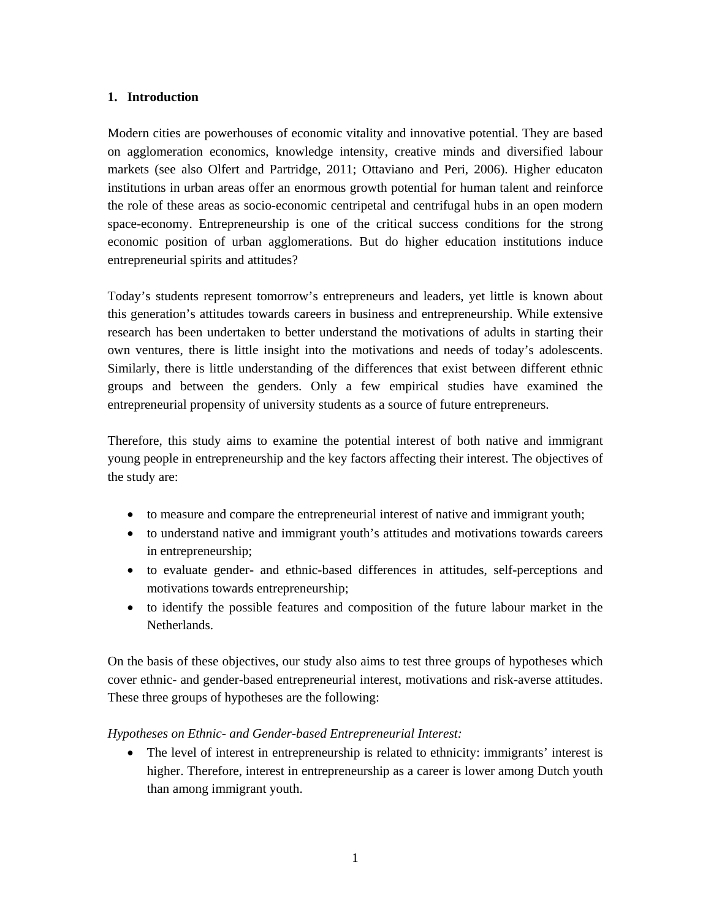## 1. Introduction

Modern cities are powerhouses of economic vitality and innovative potential. They are based on agglomeration economics, knowledge intensity, creative minds and diversified labour markets (see also Olfert and Partridge, 2011; Ottaviano and Peri, 2006). Higher educaton institutions in urban areas offer an enormous growth potential for human talent and reinforce the role of these areas as socio-economic centripetal and centrifugal hubs in an open modern space-economy. Entrepreneurship is one of the critical success conditions for the strong economic position of urban agglomerations. But do higher education institutions induce entrepreneurial spirits and attitudes?

Today's students represent tomorrow's entrepreneurs and leaders, yet little is known about this generation's attitudes towards careers in business and entrepreneurship. While extensive research has been undertaken to better understand the motivations of adults in starting their own ventures, there is little insight into the motivations and needs of today's adolescents. Similarly, there is little understanding of the differences that exist between different ethnic groups and between the genders. Only a few empirical studies have examined the entrepreneurial propensity of university students as a source of future entrepreneurs.

Therefore, this study aims to examine the potential interest of both native and immigrant young people in entrepreneurship and the key factors affecting their interest. The objectives of the study are:

- to measure and compare the entrepreneurial interest of native and immigrant youth;
- to understand native and immigrant youth's attitudes and motivations towards careers in entrepreneurship;
- to evaluate gender- and ethnic-based differences in attitudes, self-perceptions and motivations towards entrepreneurship;
- to identify the possible features and composition of the future labour market in the Netherlands.

On the basis of these objectives, our study also aims to test three groups of hypotheses which cover ethnic- and gender-based entrepreneurial interest, motivations and risk-averse attitudes. These three groups of hypotheses are the following:

*Hypotheses on Ethnic- and Gender-based Entrepreneurial Interest:*

- The level of interest in entrepreneurship is related to ethnicity: immigrants' interest is higher. Therefore, interest in entrepreneurship as a career is lower among Dutch youth than among immigrant youth.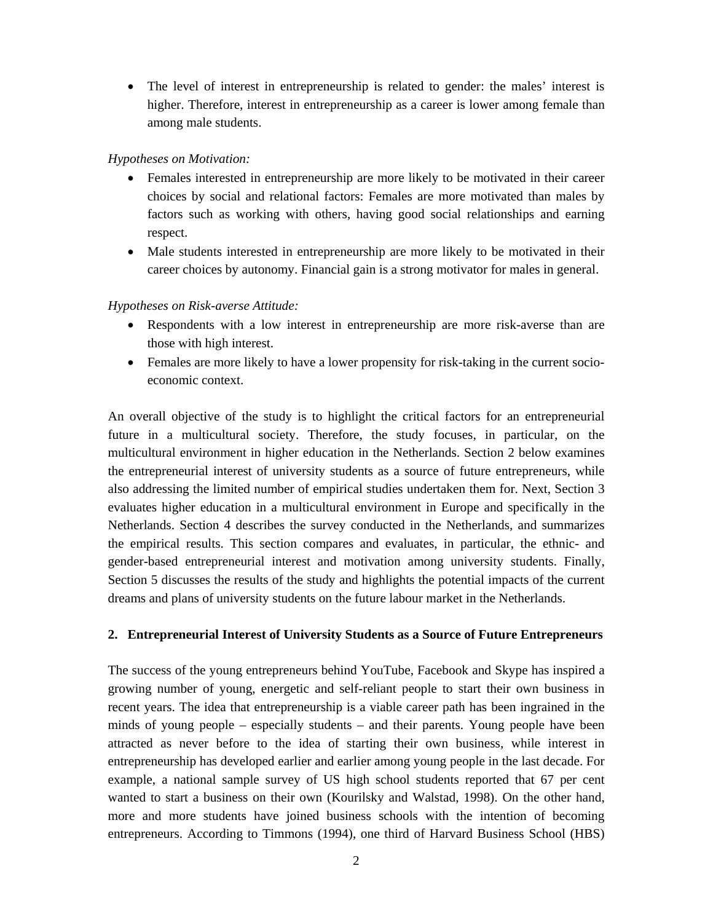- The level of interest in entrepreneurship is related to gender: the males' interest is higher. Therefore, interest in entrepreneurship as a career is lower among female than among male students.

*Hypotheses on Motivation:*

- Females interested in entrepreneurship are more likely to be motivated in their career choices by social and relational factors: Females are more motivated than males by factors such as working with others, having good social relationships and earning respect.
- Male students interested in entrepreneurship are more likely to be motivated in their career choices by autonomy. Financial gain is a strong motivator for males in general.

*Hypotheses on Risk-averse Attitude:*

- Respondents with a low interest in entrepreneurship are more risk-averse than are those with high interest.
- Females are more likely to have a lower propensity for risk-taking in the current socio-economic context.

An overall objective of the study is to highlight the critical factors for an entrepreneurial future in a multicultural society. Therefore, the study focuses, in particular, on the multicultural environment in higher education in the Netherlands. Section 2 below examines the entrepreneurial interest of university students as a source of future entrepreneurs, while also addressing the limited number of empirical studies undertaken them for. Next, Section 3 evaluates higher education in a multicultural environment in Europe and specifically in the Netherlands. Section 4 describes the survey conducted in the Netherlands, and summarizes the empirical results. This section compares and evaluates, in particular, the ethnic- and gender-based entrepreneurial interest and motivation among university students. Finally, Section 5 discusses the results of the study and highlights the potential impacts of the current dreams and plans of university students on the future labour market in the Netherlands.

## 2. Entrepreneurial Interest of University Students as a Source of Future Entrepreneurs

The success of the young entrepreneurs behind YouTube, Facebook and Skype has inspired a growing number of young, energetic and self-reliant people to start their own business in recent years. The idea that entrepreneurship is a viable career path has been ingrained in the minds of young people – especially students – and their parents. Young people have been attracted as never before to the idea of starting their own business, while interest in entrepreneurship has developed earlier and earlier among young people in the last decade. For example, a national sample survey of US high school students reported that 67 per cent wanted to start a business on their own (Kourilsky and Walstad, 1998). On the other hand, more and more students have joined business schools with the intention of becoming entrepreneurs. According to Timmons (1994), one third of Harvard Business School (HBS)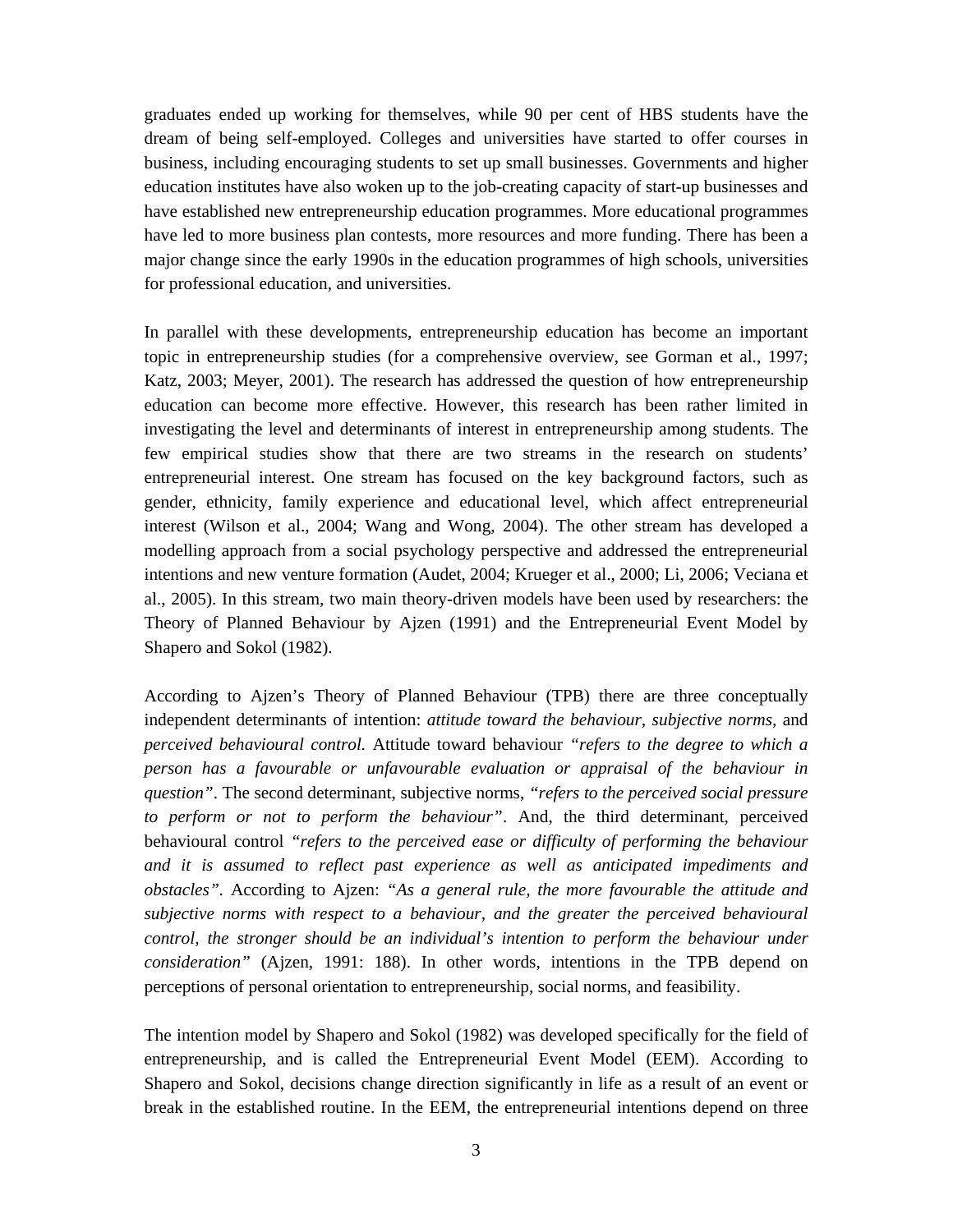graduates ended up working for themselves, while 90 per cent of HBS students have the dream of being self-employed. Colleges and universities have started to offer courses in business, including encouraging students to set up small businesses. Governments and higher education institutes have also woken up to the job-creating capacity of start-up businesses and have established new entrepreneurship education programmes. More educational programmes have led to more business plan contests, more resources and more funding. There has been a major change since the early 1990s in the education programmes of high schools, universities for professional education, and universities.

In parallel with these developments, entrepreneurship education has become an important topic in entrepreneurship studies (for a comprehensive overview, see Gorman et al., 1997; Katz, 2003; Meyer, 2001). The research has addressed the question of how entrepreneurship education can become more effective. However, this research has been rather limited in investigating the level and determinants of interest in entrepreneurship among students. The few empirical studies show that there are two streams in the research on students' entrepreneurial interest. One stream has focused on the key background factors, such as gender, ethnicity, family experience and educational level, which affect entrepreneurial interest (Wilson et al., 2004; Wang and Wong, 2004). The other stream has developed a modelling approach from a social psychology perspective and addressed the entrepreneurial intentions and new venture formation (Audet, 2004; Krueger et al., 2000; Li, 2006; Veciana et al., 2005). In this stream, two main theory-driven models have been used by researchers: the Theory of Planned Behaviour by Ajzen (1991) and the Entrepreneurial Event Model by Shapero and Sokol (1982).

According to Ajzen's Theory of Planned Behaviour (TPB) there are three conceptually independent determinants of intention: *attitude toward the behaviour*, *subjective norms*, and *perceived behavioural control.* Attitude toward behaviour *"refers to the degree to which a person has a favourable or unfavourable evaluation or appraisal of the behaviour in question"*. The second determinant, subjective norms, *"refers to the perceived social pressure to perform or not to perform the behaviour"*. And, the third determinant, perceived behavioural control *"refers to the perceived ease or difficulty of performing the behaviour and it is assumed to reflect past experience as well as anticipated impediments and obstacles"*. According to Ajzen: *"As a general rule, the more favourable the attitude and subjective norms with respect to a behaviour, and the greater the perceived behavioural control, the stronger should be an individual's intention to perform the behaviour under consideration"* (Ajzen, 1991: 188). In other words, intentions in the TPB depend on perceptions of personal orientation to entrepreneurship, social norms, and feasibility.

The intention model by Shapero and Sokol (1982) was developed specifically for the field of entrepreneurship, and is called the Entrepreneurial Event Model (EEM). According to Shapero and Sokol, decisions change direction significantly in life as a result of an event or break in the established routine. In the EEM, the entrepreneurial intentions depend on three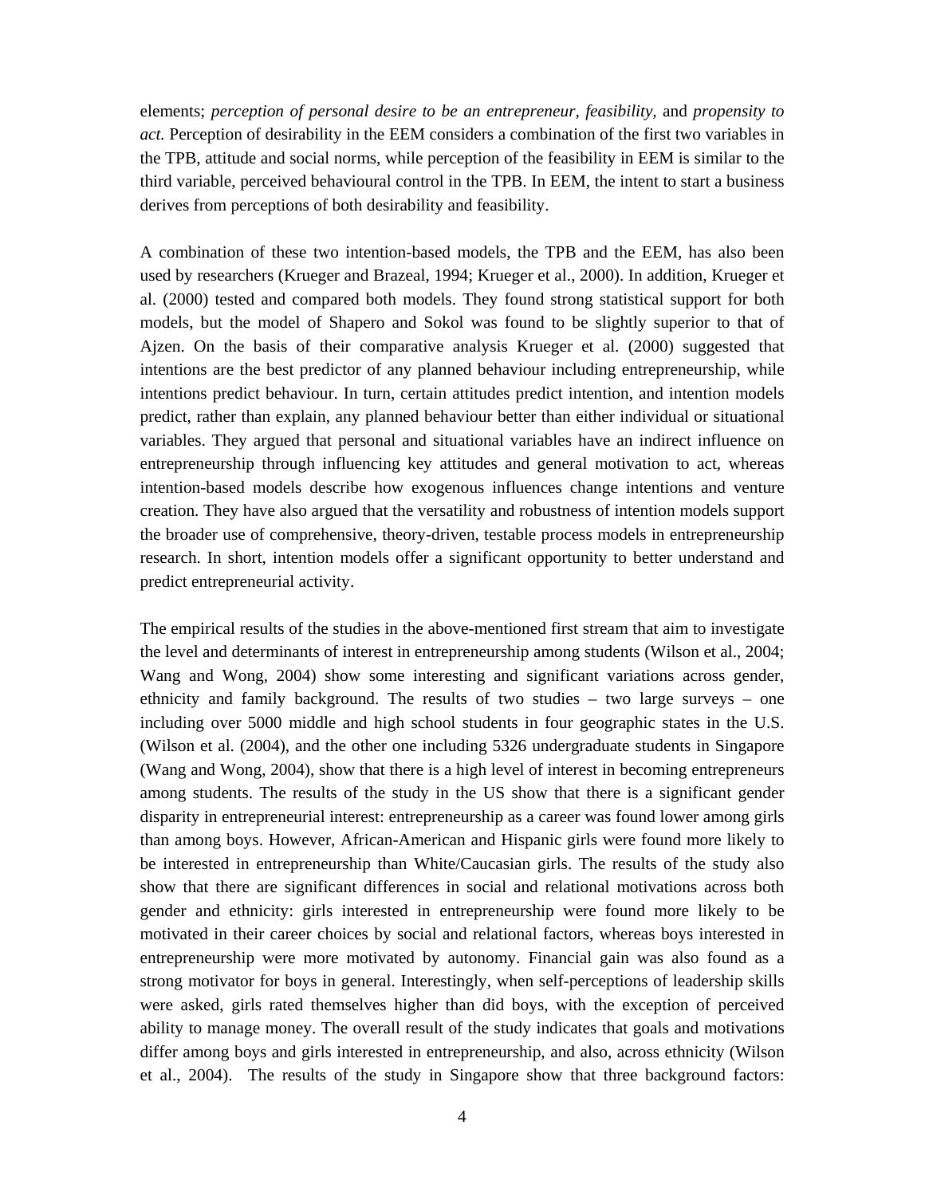elements; *perception of personal desire to be an entrepreneur, feasibility,* and *propensity to act.* Perception of desirability in the EEM considers a combination of the first two variables in the TPB, attitude and social norms, while perception of the feasibility in EEM is similar to the third variable, perceived behavioural control in the TPB. In EEM, the intent to start a business derives from perceptions of both desirability and feasibility.

A combination of these two intention-based models, the TPB and the EEM, has also been used by researchers (Krueger and Brazeal, 1994; Krueger et al., 2000). In addition, Krueger et al. (2000) tested and compared both models. They found strong statistical support for both models, but the model of Shapero and Sokol was found to be slightly superior to that of Ajzen. On the basis of their comparative analysis Krueger et al. (2000) suggested that intentions are the best predictor of any planned behaviour including entrepreneurship, while intentions predict behaviour. In turn, certain attitudes predict intention, and intention models predict, rather than explain, any planned behaviour better than either individual or situational variables. They argued that personal and situational variables have an indirect influence on entrepreneurship through influencing key attitudes and general motivation to act, whereas intention-based models describe how exogenous influences change intentions and venture creation. They have also argued that the versatility and robustness of intention models support the broader use of comprehensive, theory-driven, testable process models in entrepreneurship research. In short, intention models offer a significant opportunity to better understand and predict entrepreneurial activity.

The empirical results of the studies in the above-mentioned first stream that aim to investigate the level and determinants of interest in entrepreneurship among students (Wilson et al., 2004; Wang and Wong, 2004) show some interesting and significant variations across gender, ethnicity and family background. The results of two studies – two large surveys – one including over 5000 middle and high school students in four geographic states in the U.S. (Wilson et al. (2004), and the other one including 5326 undergraduate students in Singapore (Wang and Wong, 2004), show that there is a high level of interest in becoming entrepreneurs among students. The results of the study in the US show that there is a significant gender disparity in entrepreneurial interest: entrepreneurship as a career was found lower among girls than among boys. However, African-American and Hispanic girls were found more likely to be interested in entrepreneurship than White/Caucasian girls. The results of the study also show that there are significant differences in social and relational motivations across both gender and ethnicity: girls interested in entrepreneurship were found more likely to be motivated in their career choices by social and relational factors, whereas boys interested in entrepreneurship were more motivated by autonomy. Financial gain was also found as a strong motivator for boys in general. Interestingly, when self-perceptions of leadership skills were asked, girls rated themselves higher than did boys, with the exception of perceived ability to manage money. The overall result of the study indicates that goals and motivations differ among boys and girls interested in entrepreneurship, and also, across ethnicity (Wilson et al., 2004). The results of the study in Singapore show that three background factors: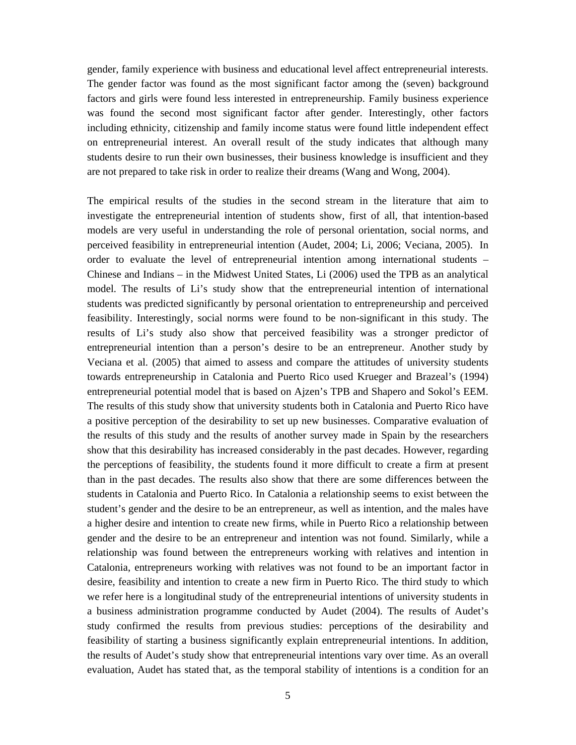gender, family experience with business and educational level affect entrepreneurial interests. The gender factor was found as the most significant factor among the (seven) background factors and girls were found less interested in entrepreneurship. Family business experience was found the second most significant factor after gender. Interestingly, other factors including ethnicity, citizenship and family income status were found little independent effect on entrepreneurial interest. An overall result of the study indicates that although many students desire to run their own businesses, their business knowledge is insufficient and they are not prepared to take risk in order to realize their dreams (Wang and Wong, 2004).

The empirical results of the studies in the second stream in the literature that aim to investigate the entrepreneurial intention of students show, first of all, that intention-based models are very useful in understanding the role of personal orientation, social norms, and perceived feasibility in entrepreneurial intention (Audet, 2004; Li, 2006; Veciana, 2005). In order to evaluate the level of entrepreneurial intention among international students – Chinese and Indians – in the Midwest United States, Li (2006) used the TPB as an analytical model. The results of Li's study show that the entrepreneurial intention of international students was predicted significantly by personal orientation to entrepreneurship and perceived feasibility. Interestingly, social norms were found to be non-significant in this study. The results of Li's study also show that perceived feasibility was a stronger predictor of entrepreneurial intention than a person's desire to be an entrepreneur. Another study by Veciana et al. (2005) that aimed to assess and compare the attitudes of university students towards entrepreneurship in Catalonia and Puerto Rico used Krueger and Brazeal's (1994) entrepreneurial potential model that is based on Ajzen's TPB and Shapero and Sokol's EEM. The results of this study show that university students both in Catalonia and Puerto Rico have a positive perception of the desirability to set up new businesses. Comparative evaluation of the results of this study and the results of another survey made in Spain by the researchers show that this desirability has increased considerably in the past decades. However, regarding the perceptions of feasibility, the students found it more difficult to create a firm at present than in the past decades. The results also show that there are some differences between the students in Catalonia and Puerto Rico. In Catalonia a relationship seems to exist between the student's gender and the desire to be an entrepreneur, as well as intention, and the males have a higher desire and intention to create new firms, while in Puerto Rico a relationship between gender and the desire to be an entrepreneur and intention was not found. Similarly, while a relationship was found between the entrepreneurs working with relatives and intention in Catalonia, entrepreneurs working with relatives was not found to be an important factor in desire, feasibility and intention to create a new firm in Puerto Rico. The third study to which we refer here is a longitudinal study of the entrepreneurial intentions of university students in a business administration programme conducted by Audet (2004). The results of Audet's study confirmed the results from previous studies: perceptions of the desirability and feasibility of starting a business significantly explain entrepreneurial intentions. In addition, the results of Audet's study show that entrepreneurial intentions vary over time. As an overall evaluation, Audet has stated that, as the temporal stability of intentions is a condition for an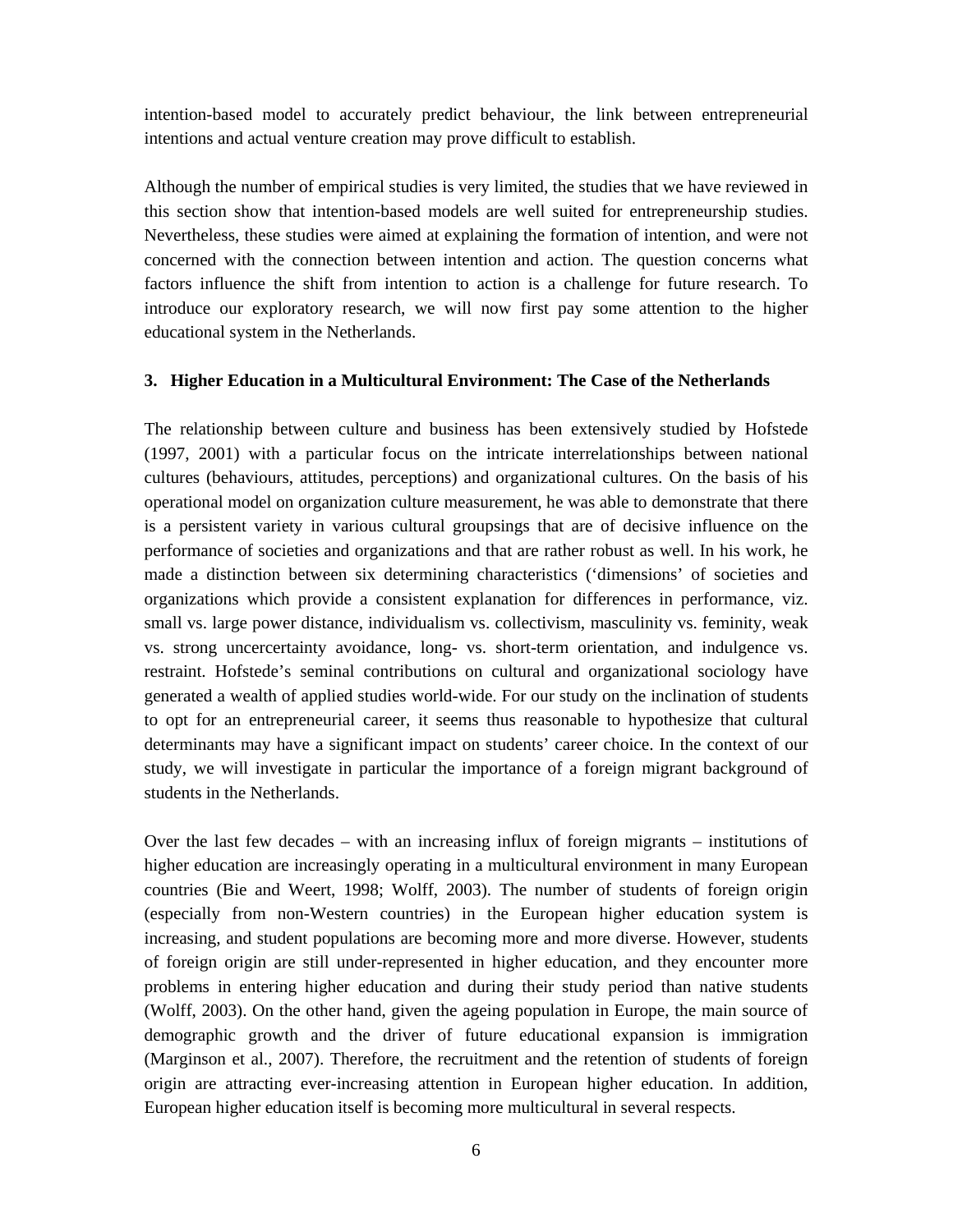intention-based model to accurately predict behaviour, the link between entrepreneurial intentions and actual venture creation may prove difficult to establish.

Although the number of empirical studies is very limited, the studies that we have reviewed in this section show that intention-based models are well suited for entrepreneurship studies. Nevertheless, these studies were aimed at explaining the formation of intention, and were not concerned with the connection between intention and action. The question concerns what factors influence the shift from intention to action is a challenge for future research. To introduce our exploratory research, we will now first pay some attention to the higher educational system in the Netherlands.

### 3. Higher Education in a Multicultural Environment: The Case of the Netherlands

The relationship between culture and business has been extensively studied by Hofstede (1997, 2001) with a particular focus on the intricate interrelationships between national cultures (behaviours, attitudes, perceptions) and organizational cultures. On the basis of his operational model on organization culture measurement, he was able to demonstrate that there is a persistent variety in various cultural groupsings that are of decisive influence on the performance of societies and organizations and that are rather robust as well. In his work, he made a distinction between six determining characteristics ('dimensions' of societies and organizations which provide a consistent explanation for differences in performance, viz. small vs. large power distance, individualism vs. collectivism, masculinity vs. feminity, weak vs. strong uncercertainty avoidance, long- vs. short-term orientation, and indulgence vs. restraint. Hofstede's seminal contributions on cultural and organizational sociology have generated a wealth of applied studies world-wide. For our study on the inclination of students to opt for an entrepreneurial career, it seems thus reasonable to hypothesize that cultural determinants may have a significant impact on students' career choice. In the context of our study, we will investigate in particular the importance of a foreign migrant background of students in the Netherlands.

Over the last few decades – with an increasing influx of foreign migrants – institutions of higher education are increasingly operating in a multicultural environment in many European countries (Bie and Weert, 1998; Wolff, 2003). The number of students of foreign origin (especially from non-Western countries) in the European higher education system is increasing, and student populations are becoming more and more diverse. However, students of foreign origin are still under-represented in higher education, and they encounter more problems in entering higher education and during their study period than native students (Wolff, 2003). On the other hand, given the ageing population in Europe, the main source of demographic growth and the driver of future educational expansion is immigration (Marginson et al., 2007). Therefore, the recruitment and the retention of students of foreign origin are attracting ever-increasing attention in European higher education. In addition, European higher education itself is becoming more multicultural in several respects.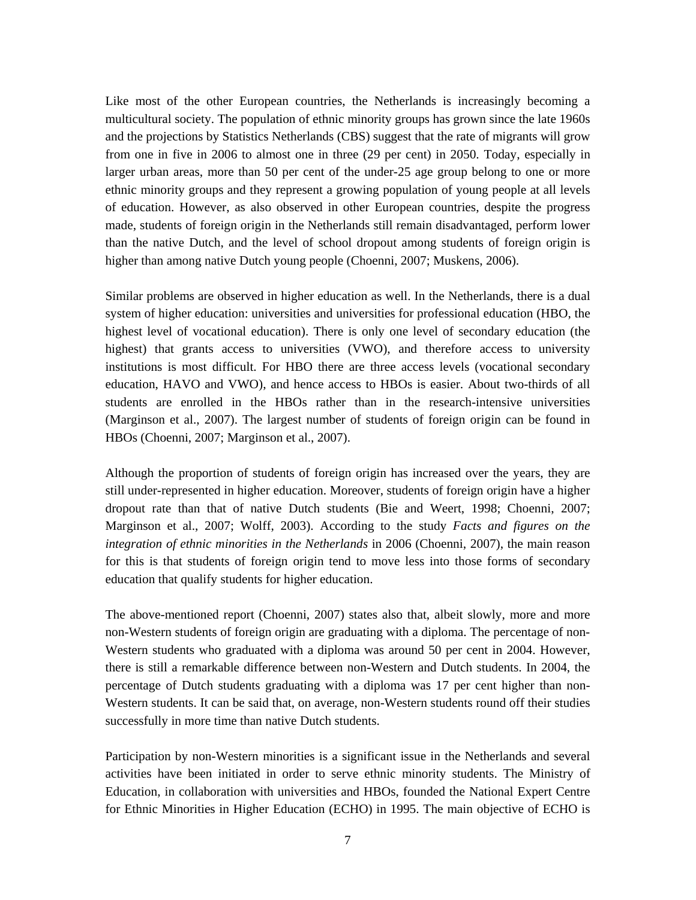Like most of the other European countries, the Netherlands is increasingly becoming a multicultural society. The population of ethnic minority groups has grown since the late 1960s and the projections by Statistics Netherlands (CBS) suggest that the rate of migrants will grow from one in five in 2006 to almost one in three (29 per cent) in 2050. Today, especially in larger urban areas, more than 50 per cent of the under-25 age group belong to one or more ethnic minority groups and they represent a growing population of young people at all levels of education. However, as also observed in other European countries, despite the progress made, students of foreign origin in the Netherlands still remain disadvantaged, perform lower than the native Dutch, and the level of school dropout among students of foreign origin is higher than among native Dutch young people (Choenni, 2007; Muskens, 2006).

Similar problems are observed in higher education as well. In the Netherlands, there is a dual system of higher education: universities and universities for professional education (HBO, the highest level of vocational education). There is only one level of secondary education (the highest) that grants access to universities (VWO), and therefore access to university institutions is most difficult. For HBO there are three access levels (vocational secondary education, HAVO and VWO), and hence access to HBOs is easier. About two-thirds of all students are enrolled in the HBOs rather than in the research-intensive universities (Marginson et al., 2007). The largest number of students of foreign origin can be found in HBOs (Choenni, 2007; Marginson et al., 2007).

Although the proportion of students of foreign origin has increased over the years, they are still under-represented in higher education. Moreover, students of foreign origin have a higher dropout rate than that of native Dutch students (Bie and Weert, 1998; Choenni, 2007; Marginson et al., 2007; Wolff, 2003). According to the study *Facts and figures on the integration of ethnic minorities in the Netherlands* in 2006 (Choenni, 2007), the main reason for this is that students of foreign origin tend to move less into those forms of secondary education that qualify students for higher education.

The above-mentioned report (Choenni, 2007) states also that, albeit slowly, more and more non-Western students of foreign origin are graduating with a diploma. The percentage of non-Western students who graduated with a diploma was around 50 per cent in 2004. However, there is still a remarkable difference between non-Western and Dutch students. In 2004, the percentage of Dutch students graduating with a diploma was 17 per cent higher than non-Western students. It can be said that, on average, non-Western students round off their studies successfully in more time than native Dutch students.

Participation by non-Western minorities is a significant issue in the Netherlands and several activities have been initiated in order to serve ethnic minority students. The Ministry of Education, in collaboration with universities and HBOs, founded the National Expert Centre for Ethnic Minorities in Higher Education (ECHO) in 1995. The main objective of ECHO is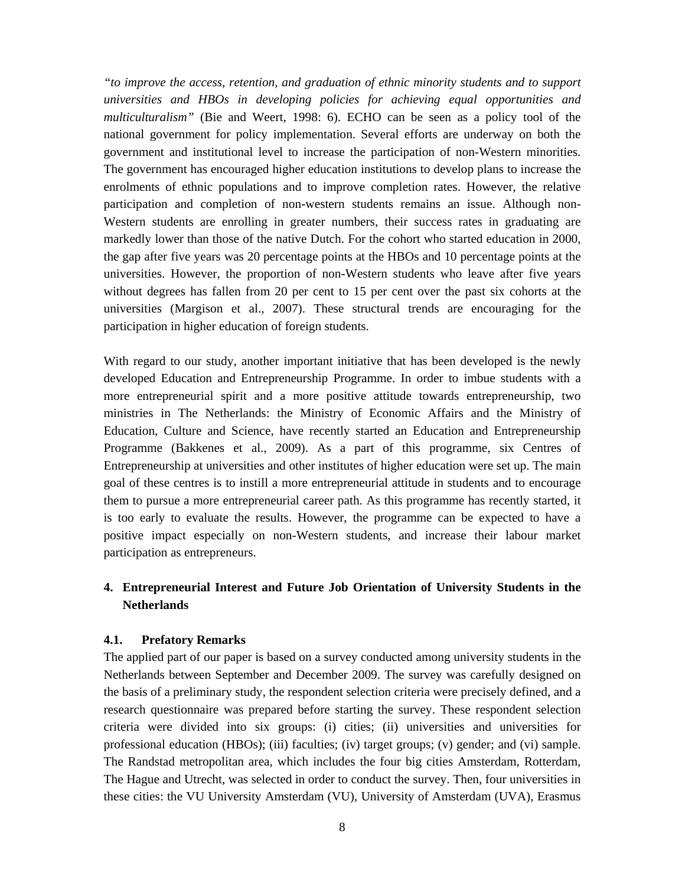*"to improve the access, retention, and graduation of ethnic minority students and to support universities and HBOs in developing policies for achieving equal opportunities and multiculturalism"* (Bie and Weert, 1998: 6). ECHO can be seen as a policy tool of the national government for policy implementation. Several efforts are underway on both the government and institutional level to increase the participation of non-Western minorities. The government has encouraged higher education institutions to develop plans to increase the enrolments of ethnic populations and to improve completion rates. However, the relative participation and completion of non-western students remains an issue. Although non-Western students are enrolling in greater numbers, their success rates in graduating are markedly lower than those of the native Dutch. For the cohort who started education in 2000, the gap after five years was 20 percentage points at the HBOs and 10 percentage points at the universities. However, the proportion of non-Western students who leave after five years without degrees has fallen from 20 per cent to 15 per cent over the past six cohorts at the universities (Margison et al., 2007). These structural trends are encouraging for the participation in higher education of foreign students.

With regard to our study, another important initiative that has been developed is the newly developed Education and Entrepreneurship Programme. In order to imbue students with a more entrepreneurial spirit and a more positive attitude towards entrepreneurship, two ministries in The Netherlands: the Ministry of Economic Affairs and the Ministry of Education, Culture and Science, have recently started an Education and Entrepreneurship Programme (Bakkenes et al., 2009). As a part of this programme, six Centres of Entrepreneurship at universities and other institutes of higher education were set up. The main goal of these centres is to instill a more entrepreneurial attitude in students and to encourage them to pursue a more entrepreneurial career path. As this programme has recently started, it is too early to evaluate the results. However, the programme can be expected to have a positive impact especially on non-Western students, and increase their labour market participation as entrepreneurs.

## 4. Entrepreneurial Interest and Future Job Orientation of University Students in the Netherlands

### 4.1. Prefatory Remarks

The applied part of our paper is based on a survey conducted among university students in the Netherlands between September and December 2009. The survey was carefully designed on the basis of a preliminary study, the respondent selection criteria were precisely defined, and a research questionnaire was prepared before starting the survey. These respondent selection criteria were divided into six groups: (i) cities; (ii) universities and universities for professional education (HBOs); (iii) faculties; (iv) target groups; (v) gender; and (vi) sample. The Randstad metropolitan area, which includes the four big cities Amsterdam, Rotterdam, The Hague and Utrecht, was selected in order to conduct the survey. Then, four universities in these cities: the VU University Amsterdam (VU), University of Amsterdam (UVA), Erasmus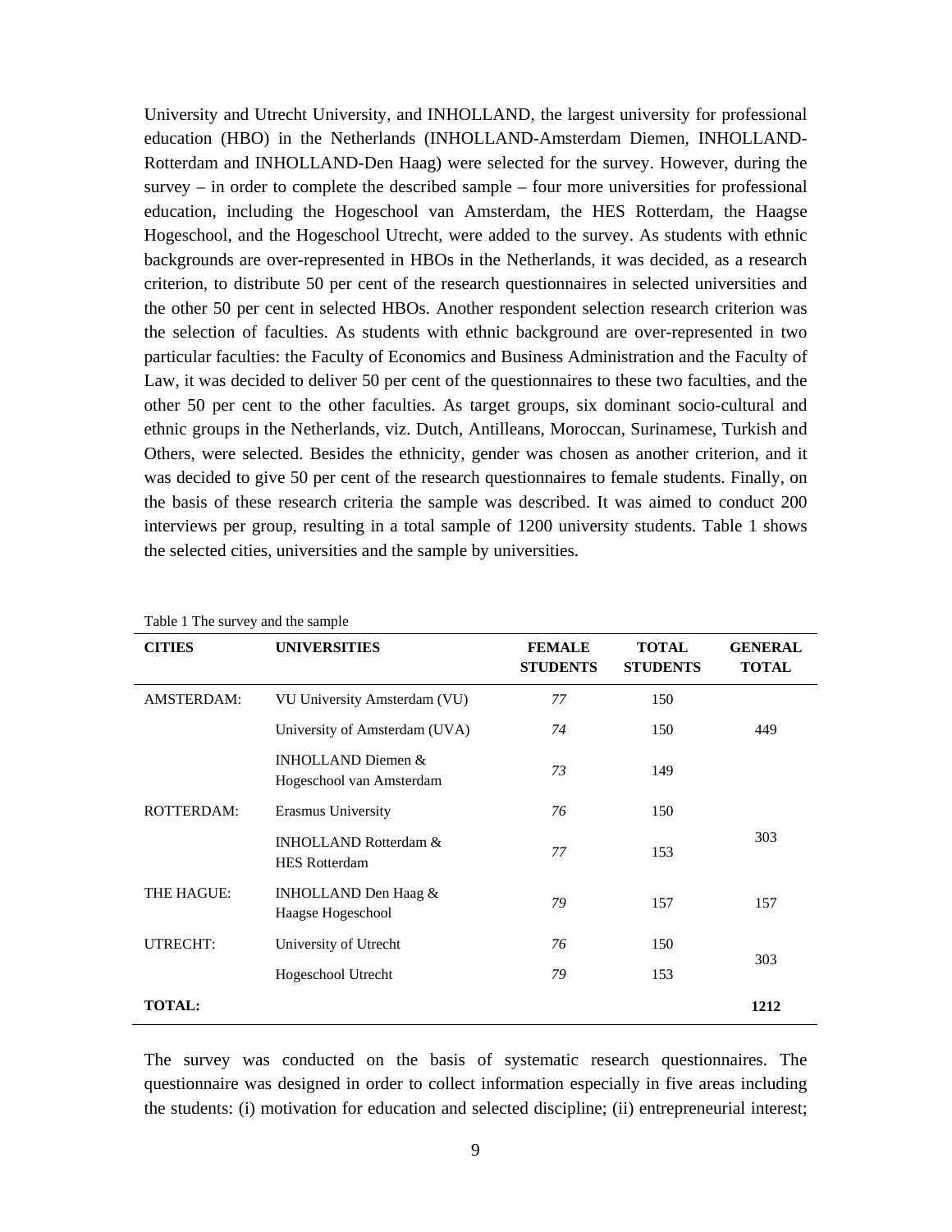University and Utrecht University, and INHOLLAND, the largest university for professional education (HBO) in the Netherlands (INHOLLAND-Amsterdam Diemen, INHOLLAND-Rotterdam and INHOLLAND-Den Haag) were selected for the survey. However, during the survey – in order to complete the described sample – four more universities for professional education, including the Hogeschool van Amsterdam, the HES Rotterdam, the Haagse Hogeschool, and the Hogeschool Utrecht, were added to the survey. As students with ethnic backgrounds are over-represented in HBOs in the Netherlands, it was decided, as a research criterion, to distribute 50 per cent of the research questionnaires in selected universities and the other 50 per cent in selected HBOs. Another respondent selection research criterion was the selection of faculties. As students with ethnic background are over-represented in two particular faculties: the Faculty of Economics and Business Administration and the Faculty of Law, it was decided to deliver 50 per cent of the questionnaires to these two faculties, and the other 50 per cent to the other faculties. As target groups, six dominant socio-cultural and ethnic groups in the Netherlands, viz. Dutch, Antilleans, Moroccan, Surinamese, Turkish and Others, were selected. Besides the ethnicity, gender was chosen as another criterion, and it was decided to give 50 per cent of the research questionnaires to female students. Finally, on the basis of these research criteria the sample was described. It was aimed to conduct 200 interviews per group, resulting in a total sample of 1200 university students. Table 1 shows the selected cities, universities and the sample by universities.

Table 1 The survey and the sample

| CITIES | UNIVERSITIES | FEMALE STUDENTS | TOTAL STUDENTS | GENERAL TOTAL |
|---|---|---|---|---|
| AMSTERDAM: | VU University Amsterdam (VU) | *77* | 150 | |
| | University of Amsterdam (UVA) | *74* | 150 | 449 |
| | INHOLLAND Diemen & Hogeschool van Amsterdam | *73* | 149 | |
| ROTTERDAM: | Erasmus University | *76* | 150 | 303 |
| | INHOLLAND Rotterdam & HES Rotterdam | *77* | 153 | |
| THE HAGUE: | INHOLLAND Den Haag & Haagse Hogeschool | *79* | 157 | 157 |
| UTRECHT: | University of Utrecht | *76* | 150 | 303 |
| | Hogeschool Utrecht | *79* | 153 | |
| **TOTAL:** | | | | **1212** |

The survey was conducted on the basis of systematic research questionnaires. The questionnaire was designed in order to collect information especially in five areas including the students: (i) motivation for education and selected discipline; (ii) entrepreneurial interest;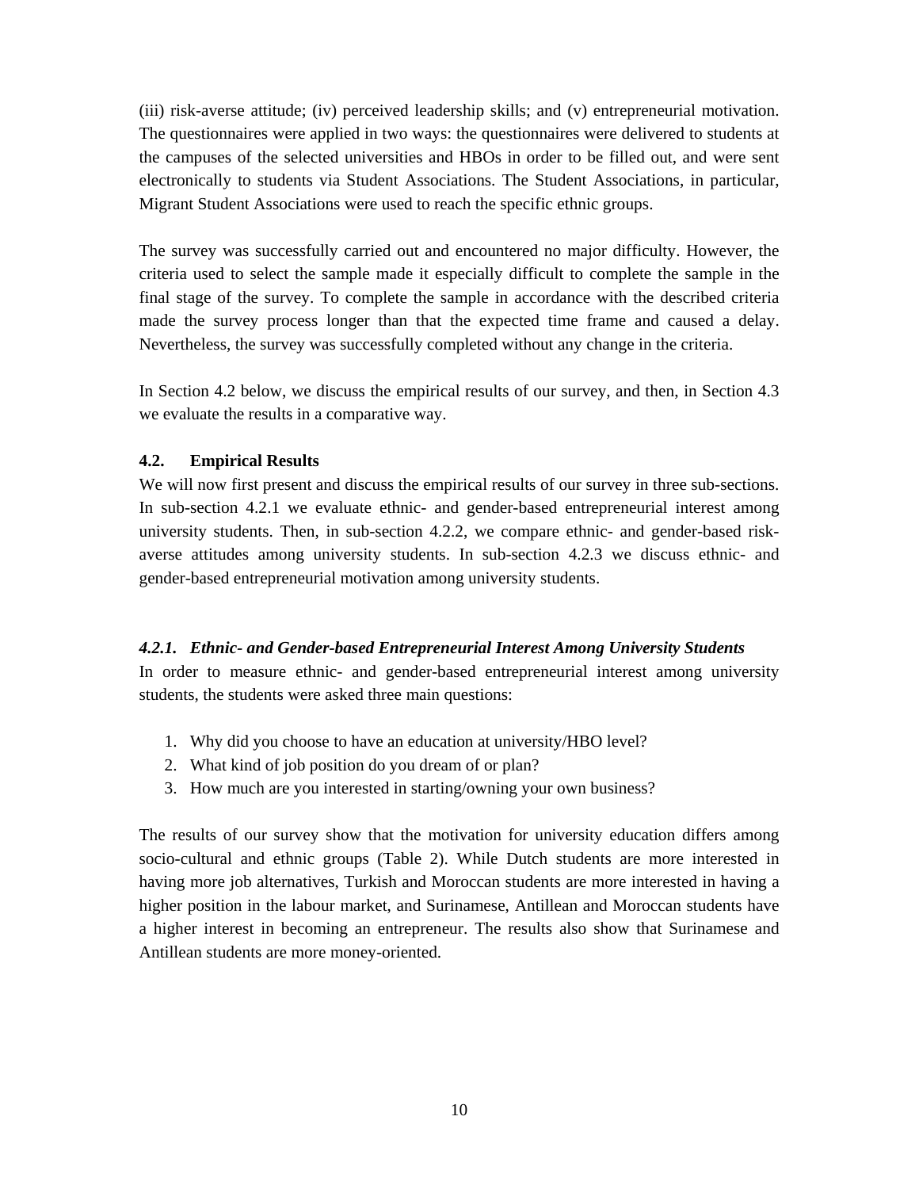(iii) risk-averse attitude; (iv) perceived leadership skills; and (v) entrepreneurial motivation. The questionnaires were applied in two ways: the questionnaires were delivered to students at the campuses of the selected universities and HBOs in order to be filled out, and were sent electronically to students via Student Associations. The Student Associations, in particular, Migrant Student Associations were used to reach the specific ethnic groups.

The survey was successfully carried out and encountered no major difficulty. However, the criteria used to select the sample made it especially difficult to complete the sample in the final stage of the survey. To complete the sample in accordance with the described criteria made the survey process longer than that the expected time frame and caused a delay. Nevertheless, the survey was successfully completed without any change in the criteria.

In Section 4.2 below, we discuss the empirical results of our survey, and then, in Section 4.3 we evaluate the results in a comparative way.

### 4.2. Empirical Results

We will now first present and discuss the empirical results of our survey in three sub-sections. In sub-section 4.2.1 we evaluate ethnic- and gender-based entrepreneurial interest among university students. Then, in sub-section 4.2.2, we compare ethnic- and gender-based risk-averse attitudes among university students. In sub-section 4.2.3 we discuss ethnic- and gender-based entrepreneurial motivation among university students.

#### *4.2.1. Ethnic- and Gender-based Entrepreneurial Interest Among University Students*

In order to measure ethnic- and gender-based entrepreneurial interest among university students, the students were asked three main questions:

1. Why did you choose to have an education at university/HBO level?
2. What kind of job position do you dream of or plan?
3. How much are you interested in starting/owning your own business?

The results of our survey show that the motivation for university education differs among socio-cultural and ethnic groups (Table 2). While Dutch students are more interested in having more job alternatives, Turkish and Moroccan students are more interested in having a higher position in the labour market, and Surinamese, Antillean and Moroccan students have a higher interest in becoming an entrepreneur. The results also show that Surinamese and Antillean students are more money-oriented.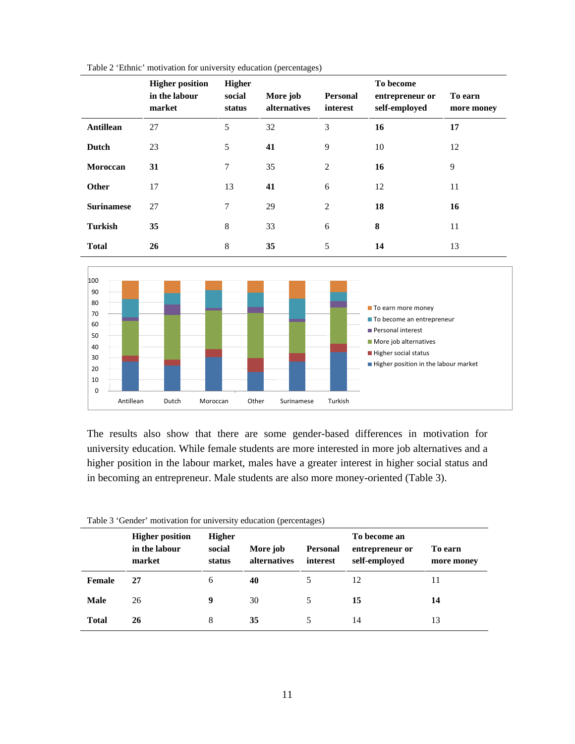Table 2 'Ethnic' motivation for university education (percentages)

| | Higher position in the labour market | Higher social status | More job alternatives | Personal interest | To become entrepreneur or self-employed | To earn more money |
|---|---|---|---|---|---|---|
| **Antillean** | 27 | 5 | 32 | 3 | **16** | **17** |
| **Dutch** | 23 | 5 | **41** | 9 | 10 | 12 |
| **Moroccan** | **31** | 7 | 35 | 2 | **16** | 9 |
| **Other** | 17 | 13 | **41** | 6 | 12 | 11 |
| **Surinamese** | 27 | 7 | 29 | 2 | **18** | **16** |
| **Turkish** | **35** | 8 | 33 | 6 | **8** | 11 |
| **Total** | **26** | 8 | **35** | 5 | **14** | 13 |

The results also show that there are some gender-based differences in motivation for university education. While female students are more interested in more job alternatives and a higher position in the labour market, males have a greater interest in higher social status and in becoming an entrepreneur. Male students are also more money-oriented (Table 3).

Table 3 'Gender' motivation for university education (percentages)

| | Higher position in the labour market | Higher social status | More job alternatives | Personal interest | To become an entrepreneur or self-employed | To earn more money |
|---|---|---|---|---|---|---|
| **Female** | **27** | 6 | **40** | 5 | 12 | 11 |
| **Male** | 26 | **9** | 30 | 5 | **15** | **14** |
| **Total** | **26** | 8 | **35** | 5 | 14 | 13 |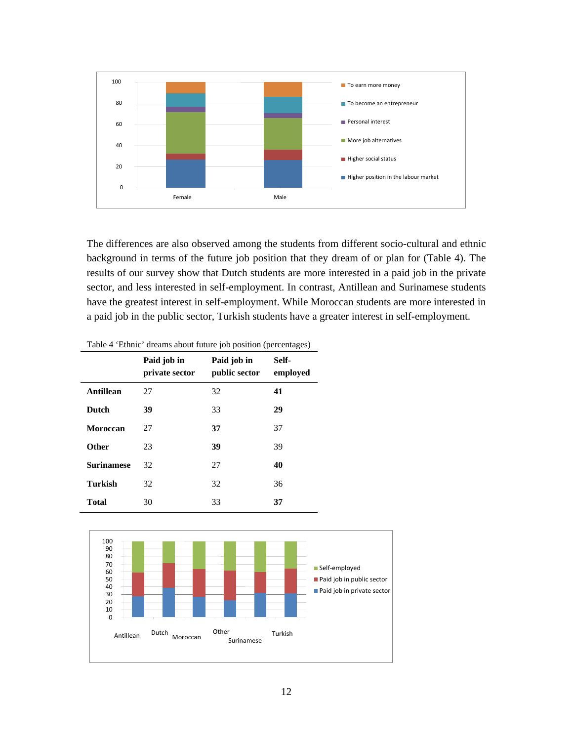The differences are also observed among the students from different socio-cultural and ethnic background in terms of the future job position that they dream of or plan for (Table 4). The results of our survey show that Dutch students are more interested in a paid job in the private sector, and less interested in self-employment. In contrast, Antillean and Surinamese students have the greatest interest in self-employment. While Moroccan students are more interested in a paid job in the public sector, Turkish students have a greater interest in self-employment.

Table 4 'Ethnic' dreams about future job position (percentages)

| | Paid job in private sector | Paid job in public sector | Self-employed |
|---|---|---|---|
| **Antillean** | 27 | 32 | **41** |
| **Dutch** | **39** | 33 | **29** |
| **Moroccan** | 27 | **37** | 37 |
| **Other** | 23 | **39** | 39 |
| **Surinamese** | 32 | 27 | **40** |
| **Turkish** | 32 | 32 | 36 |
| **Total** | 30 | 33 | **37** |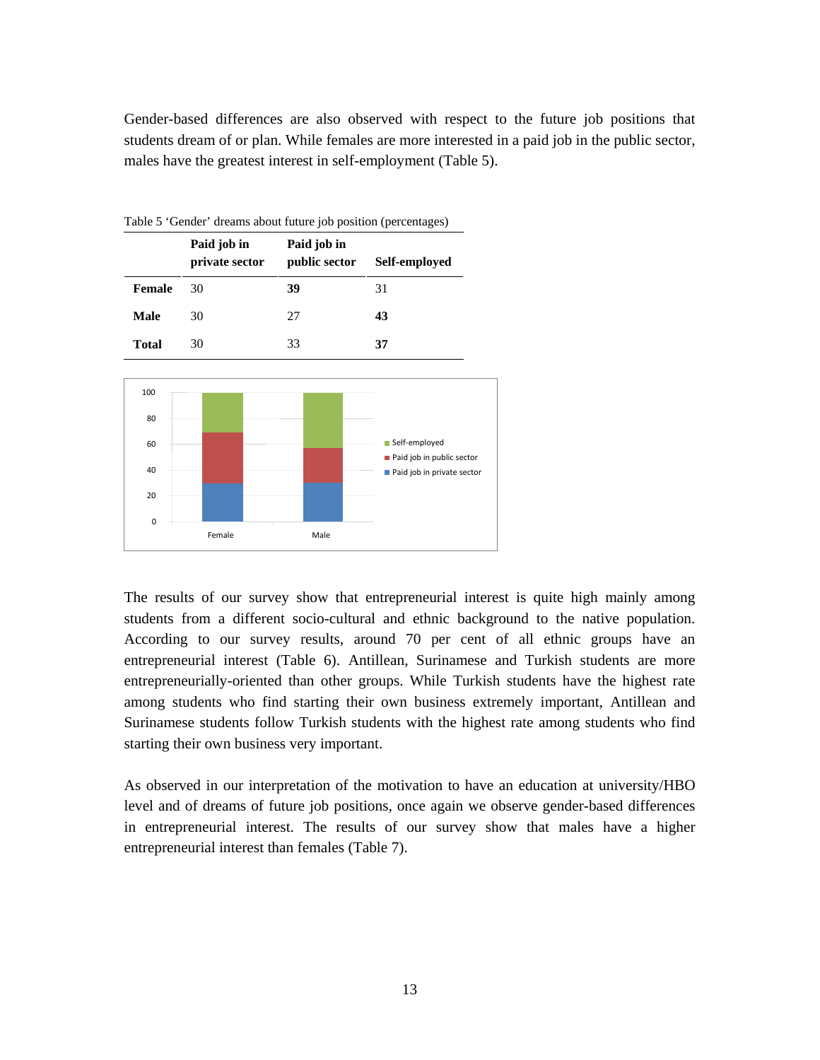Gender-based differences are also observed with respect to the future job positions that students dream of or plan. While females are more interested in a paid job in the public sector, males have the greatest interest in self-employment (Table 5).

Table 5 'Gender' dreams about future job position (percentages)

| | Paid job in private sector | Paid job in public sector | Self-employed |
|---|---|---|---|
| **Female** | 30 | **39** | 31 |
| **Male** | 30 | 27 | **43** |
| **Total** | 30 | 33 | **37** |

The results of our survey show that entrepreneurial interest is quite high mainly among students from a different socio-cultural and ethnic background to the native population. According to our survey results, around 70 per cent of all ethnic groups have an entrepreneurial interest (Table 6). Antillean, Surinamese and Turkish students are more entrepreneurially-oriented than other groups. While Turkish students have the highest rate among students who find starting their own business extremely important, Antillean and Surinamese students follow Turkish students with the highest rate among students who find starting their own business very important.

As observed in our interpretation of the motivation to have an education at university/HBO level and of dreams of future job positions, once again we observe gender-based differences in entrepreneurial interest. The results of our survey show that males have a higher entrepreneurial interest than females (Table 7).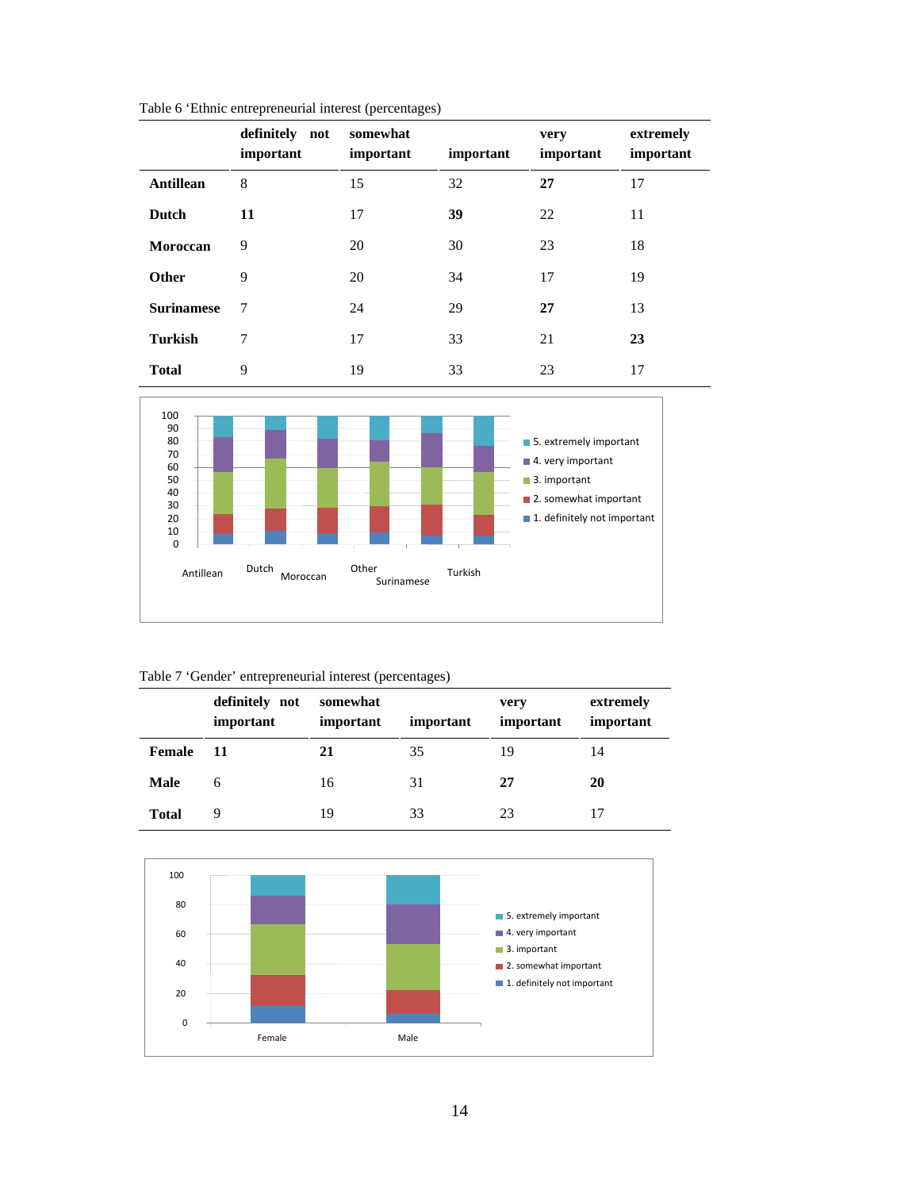Table 6 'Ethnic entrepreneurial interest (percentages)

| | definitely not important | somewhat important | important | very important | extremely important |
|---|---|---|---|---|---|
| **Antillean** | 8 | 15 | 32 | **27** | 17 |
| **Dutch** | **11** | 17 | **39** | 22 | 11 |
| **Moroccan** | 9 | 20 | 30 | 23 | 18 |
| **Other** | 9 | 20 | 34 | 17 | 19 |
| **Surinamese** | 7 | 24 | 29 | **27** | 13 |
| **Turkish** | 7 | 17 | 33 | 21 | **23** |
| **Total** | 9 | 19 | 33 | 23 | 17 |

Table 7 'Gender' entrepreneurial interest (percentages)

| | definitely not important | somewhat important | important | very important | extremely important |
|---|---|---|---|---|---|
| **Female** | **11** | **21** | 35 | 19 | 14 |
| **Male** | 6 | 16 | 31 | **27** | **20** |
| **Total** | 9 | 19 | 33 | 23 | 17 |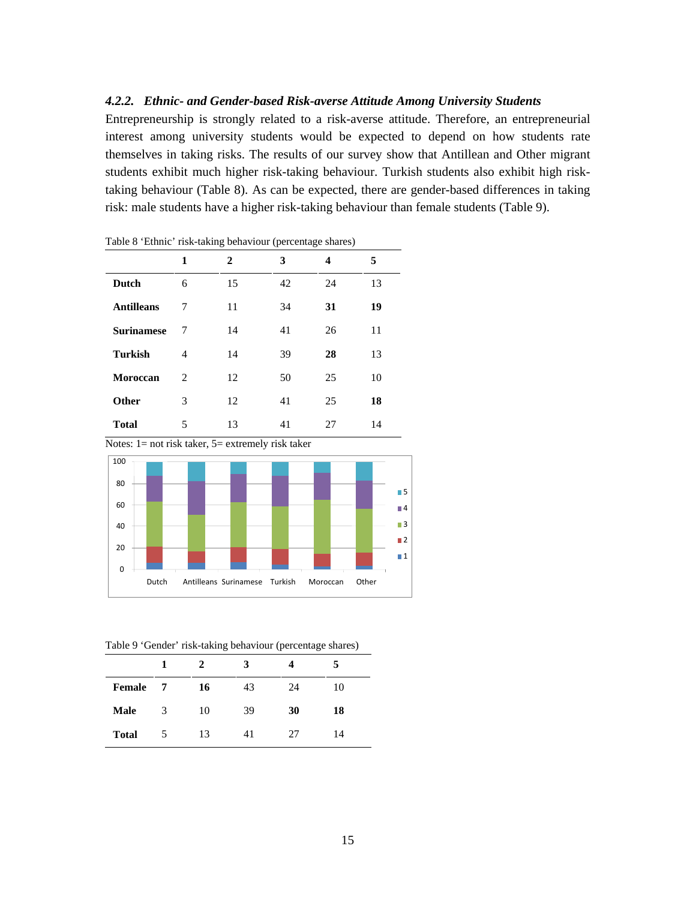### 4.2.2. *Ethnic- and Gender-based Risk-averse Attitude Among University Students*

Entrepreneurship is strongly related to a risk-averse attitude. Therefore, an entrepreneurial interest among university students would be expected to depend on how students rate themselves in taking risks. The results of our survey show that Antillean and Other migrant students exhibit much higher risk-taking behaviour. Turkish students also exhibit high risk-taking behaviour (Table 8). As can be expected, there are gender-based differences in taking risk: male students have a higher risk-taking behaviour than female students (Table 9).

Table 8 'Ethnic' risk-taking behaviour (percentage shares)

| | **1** | **2** | **3** | **4** | **5** |
|---|---|---|---|---|---|
| **Dutch** | 6 | 15 | 42 | 24 | 13 |
| **Antilleans** | 7 | 11 | 34 | **31** | **19** |
| **Surinamese** | 7 | 14 | 41 | 26 | 11 |
| **Turkish** | 4 | 14 | 39 | **28** | 13 |
| **Moroccan** | 2 | 12 | 50 | 25 | 10 |
| **Other** | 3 | 12 | 41 | 25 | **18** |
| **Total** | 5 | 13 | 41 | 27 | 14 |

Notes: 1= not risk taker, 5= extremely risk taker

Table 9 'Gender' risk-taking behaviour (percentage shares)

| | **1** | **2** | **3** | **4** | **5** |
|---|---|---|---|---|---|
| **Female** | **7** | **16** | 43 | 24 | 10 |
| **Male** | 3 | 10 | 39 | **30** | **18** |
| **Total** | 5 | 13 | 41 | 27 | 14 |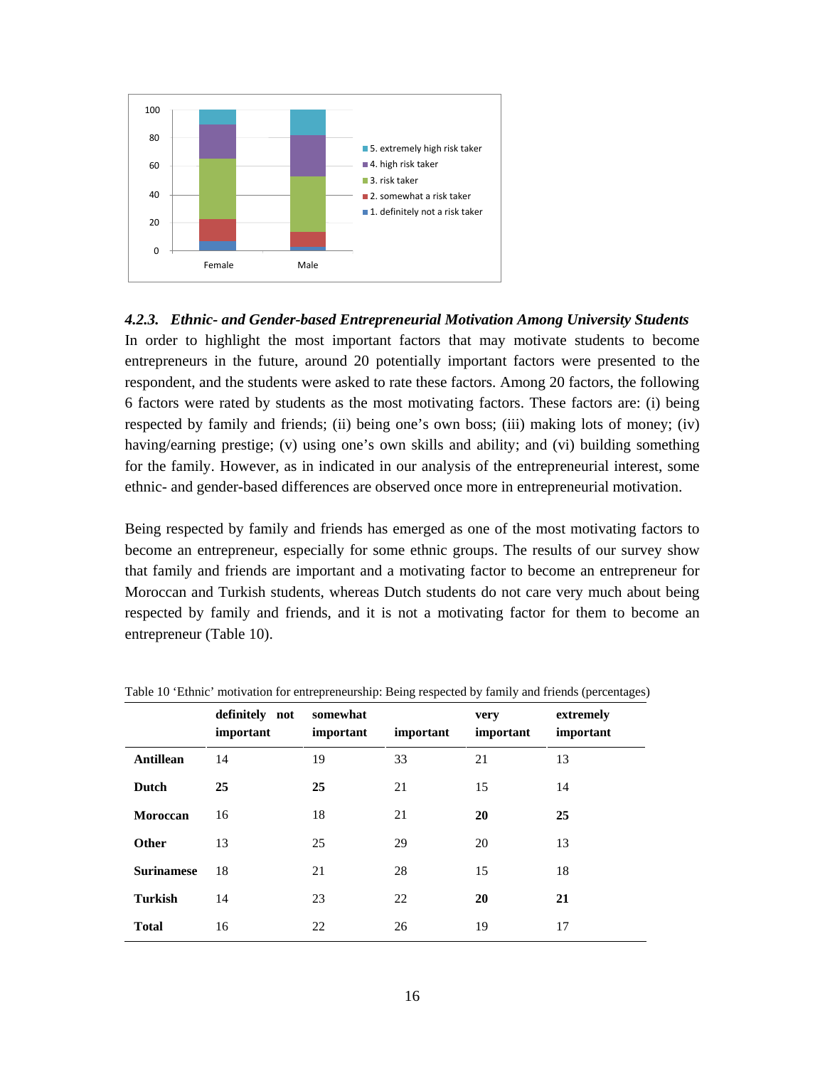### 4.2.3. *Ethnic- and Gender-based Entrepreneurial Motivation Among University Students*

In order to highlight the most important factors that may motivate students to become entrepreneurs in the future, around 20 potentially important factors were presented to the respondent, and the students were asked to rate these factors. Among 20 factors, the following 6 factors were rated by students as the most motivating factors. These factors are: (i) being respected by family and friends; (ii) being one's own boss; (iii) making lots of money; (iv) having/earning prestige; (v) using one's own skills and ability; and (vi) building something for the family. However, as in indicated in our analysis of the entrepreneurial interest, some ethnic- and gender-based differences are observed once more in entrepreneurial motivation.

Being respected by family and friends has emerged as one of the most motivating factors to become an entrepreneur, especially for some ethnic groups. The results of our survey show that family and friends are important and a motivating factor to become an entrepreneur for Moroccan and Turkish students, whereas Dutch students do not care very much about being respected by family and friends, and it is not a motivating factor for them to become an entrepreneur (Table 10).

Table 10 'Ethnic' motivation for entrepreneurship: Being respected by family and friends (percentages)

| | definitely not important | somewhat important | important | very important | extremely important |
|---|---|---|---|---|---|
| **Antillean** | 14 | 19 | 33 | 21 | 13 |
| **Dutch** | **25** | **25** | 21 | 15 | 14 |
| **Moroccan** | 16 | 18 | 21 | **20** | **25** |
| **Other** | 13 | 25 | 29 | 20 | 13 |
| **Surinamese** | 18 | 21 | 28 | 15 | 18 |
| **Turkish** | 14 | 23 | 22 | **20** | **21** |
| **Total** | 16 | 22 | 26 | 19 | 17 |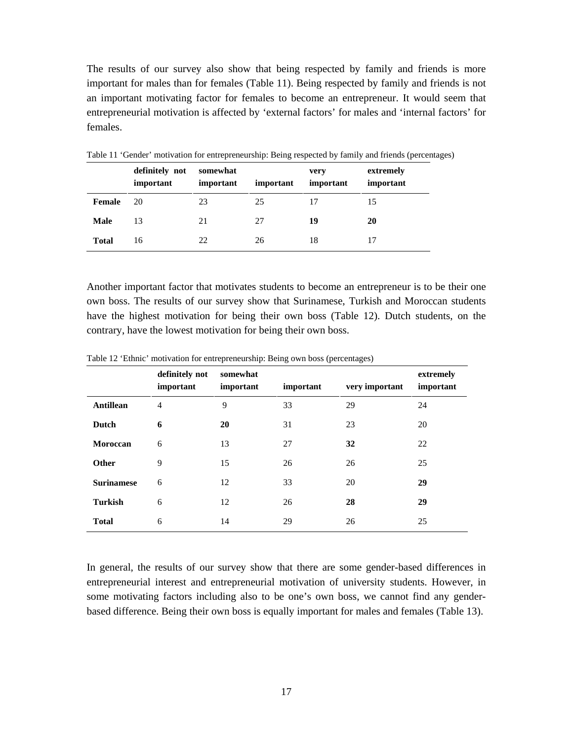The results of our survey also show that being respected by family and friends is more important for males than for females (Table 11). Being respected by family and friends is not an important motivating factor for females to become an entrepreneur. It would seem that entrepreneurial motivation is affected by 'external factors' for males and 'internal factors' for females.

Table 11 'Gender' motivation for entrepreneurship: Being respected by family and friends (percentages)

| | definitely not important | somewhat important | important | very important | extremely important |
|---|---|---|---|---|---|
| **Female** | 20 | 23 | 25 | 17 | 15 |
| **Male** | 13 | 21 | 27 | **19** | **20** |
| **Total** | 16 | 22 | 26 | 18 | 17 |

Another important factor that motivates students to become an entrepreneur is to be their one own boss. The results of our survey show that Surinamese, Turkish and Moroccan students have the highest motivation for being their own boss (Table 12). Dutch students, on the contrary, have the lowest motivation for being their own boss.

Table 12 'Ethnic' motivation for entrepreneurship: Being own boss (percentages)

| | definitely not important | somewhat important | important | very important | extremely important |
|---|---|---|---|---|---|
| **Antillean** | 4 | 9 | 33 | 29 | 24 |
| **Dutch** | **6** | **20** | 31 | 23 | 20 |
| **Moroccan** | 6 | 13 | 27 | **32** | 22 |
| **Other** | 9 | 15 | 26 | 26 | 25 |
| **Surinamese** | 6 | 12 | 33 | 20 | **29** |
| **Turkish** | 6 | 12 | 26 | **28** | **29** |
| **Total** | 6 | 14 | 29 | 26 | 25 |

In general, the results of our survey show that there are some gender-based differences in entrepreneurial interest and entrepreneurial motivation of university students. However, in some motivating factors including also to be one's own boss, we cannot find any gender-based difference. Being their own boss is equally important for males and females (Table 13).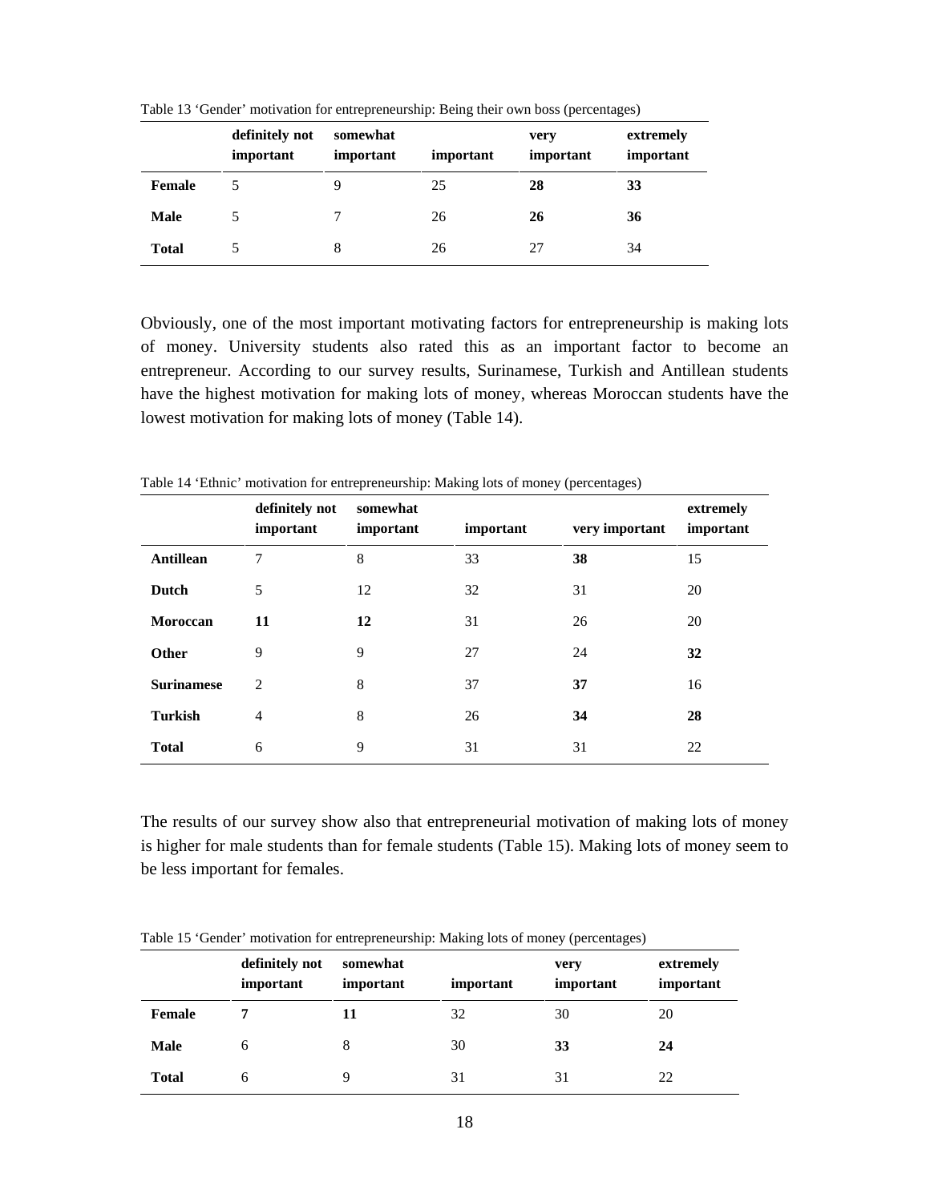Table 13 'Gender' motivation for entrepreneurship: Being their own boss (percentages)

| | definitely not important | somewhat important | important | very important | extremely important |
|---|---|---|---|---|---|
| **Female** | 5 | 9 | 25 | **28** | **33** |
| **Male** | 5 | 7 | 26 | **26** | **36** |
| **Total** | 5 | 8 | 26 | 27 | 34 |

Obviously, one of the most important motivating factors for entrepreneurship is making lots of money. University students also rated this as an important factor to become an entrepreneur. According to our survey results, Surinamese, Turkish and Antillean students have the highest motivation for making lots of money, whereas Moroccan students have the lowest motivation for making lots of money (Table 14).

Table 14 'Ethnic' motivation for entrepreneurship: Making lots of money (percentages)

| | definitely not important | somewhat important | important | very important | extremely important |
|---|---|---|---|---|---|
| **Antillean** | 7 | 8 | 33 | **38** | 15 |
| **Dutch** | 5 | 12 | 32 | 31 | 20 |
| **Moroccan** | **11** | **12** | 31 | 26 | 20 |
| **Other** | 9 | 9 | 27 | 24 | **32** |
| **Surinamese** | 2 | 8 | 37 | **37** | 16 |
| **Turkish** | 4 | 8 | 26 | **34** | **28** |
| **Total** | 6 | 9 | 31 | 31 | 22 |

The results of our survey show also that entrepreneurial motivation of making lots of money is higher for male students than for female students (Table 15). Making lots of money seem to be less important for females.

Table 15 'Gender' motivation for entrepreneurship: Making lots of money (percentages)

| | definitely not important | somewhat important | important | very important | extremely important |
|---|---|---|---|---|---|
| **Female** | **7** | **11** | 32 | 30 | 20 |
| **Male** | 6 | 8 | 30 | **33** | **24** |
| **Total** | 6 | 9 | 31 | 31 | 22 |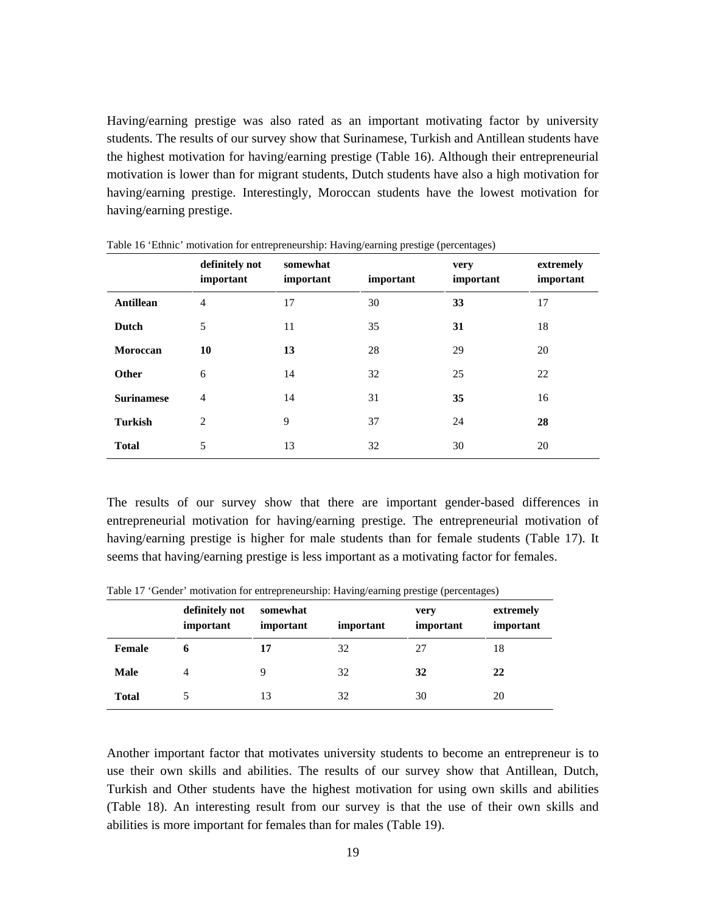Having/earning prestige was also rated as an important motivating factor by university students. The results of our survey show that Surinamese, Turkish and Antillean students have the highest motivation for having/earning prestige (Table 16). Although their entrepreneurial motivation is lower than for migrant students, Dutch students have also a high motivation for having/earning prestige. Interestingly, Moroccan students have the lowest motivation for having/earning prestige.

Table 16 'Ethnic' motivation for entrepreneurship: Having/earning prestige (percentages)

| | definitely not important | somewhat important | important | very important | extremely important |
|---|---|---|---|---|---|
| **Antillean** | 4 | 17 | 30 | **33** | 17 |
| **Dutch** | 5 | 11 | 35 | **31** | 18 |
| **Moroccan** | **10** | **13** | 28 | 29 | 20 |
| **Other** | 6 | 14 | 32 | 25 | 22 |
| **Surinamese** | 4 | 14 | 31 | **35** | 16 |
| **Turkish** | 2 | 9 | 37 | 24 | **28** |
| **Total** | 5 | 13 | 32 | 30 | 20 |

The results of our survey show that there are important gender-based differences in entrepreneurial motivation for having/earning prestige. The entrepreneurial motivation of having/earning prestige is higher for male students than for female students (Table 17). It seems that having/earning prestige is less important as a motivating factor for females.

Table 17 'Gender' motivation for entrepreneurship: Having/earning prestige (percentages)

| | definitely not important | somewhat important | important | very important | extremely important |
|---|---|---|---|---|---|
| **Female** | **6** | **17** | 32 | 27 | 18 |
| **Male** | 4 | 9 | 32 | **32** | **22** |
| **Total** | 5 | 13 | 32 | 30 | 20 |

Another important factor that motivates university students to become an entrepreneur is to use their own skills and abilities. The results of our survey show that Antillean, Dutch, Turkish and Other students have the highest motivation for using own skills and abilities (Table 18). An interesting result from our survey is that the use of their own skills and abilities is more important for females than for males (Table 19).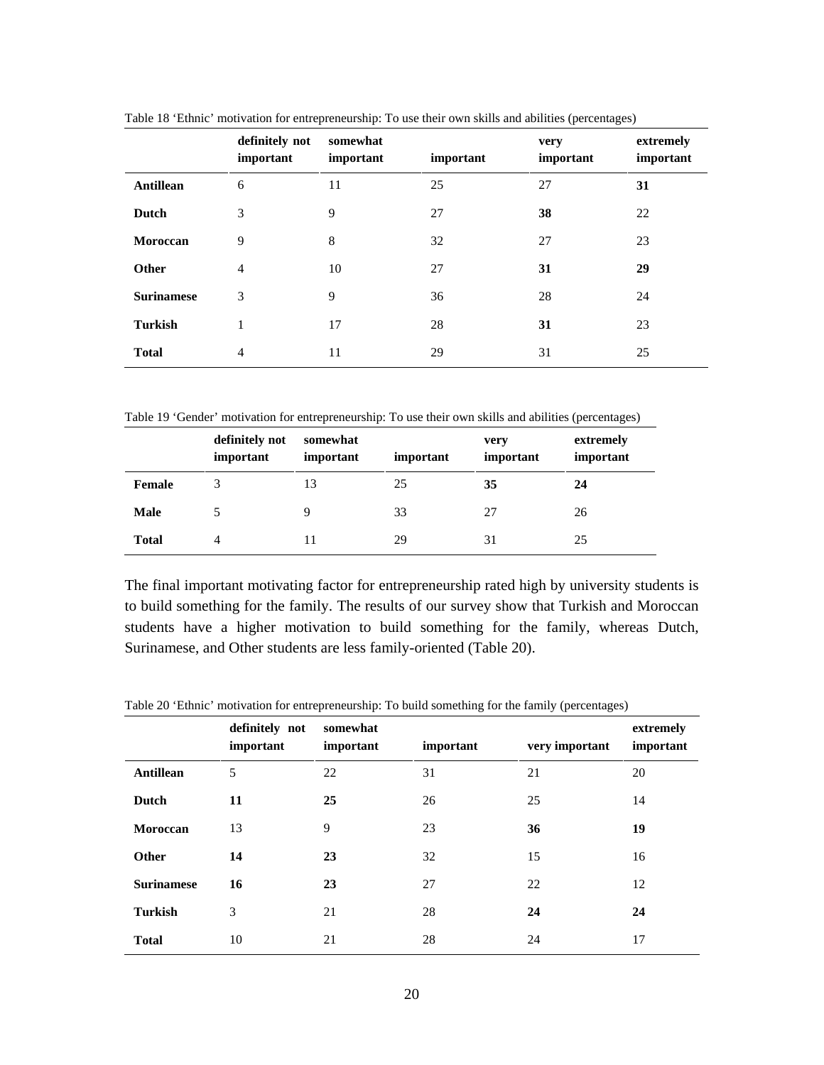Table 18 'Ethnic' motivation for entrepreneurship: To use their own skills and abilities (percentages)

| | definitely not important | somewhat important | important | very important | extremely important |
|---|---|---|---|---|---|
| **Antillean** | 6 | 11 | 25 | 27 | **31** |
| **Dutch** | 3 | 9 | 27 | **38** | 22 |
| **Moroccan** | 9 | 8 | 32 | 27 | 23 |
| **Other** | 4 | 10 | 27 | **31** | **29** |
| **Surinamese** | 3 | 9 | 36 | 28 | 24 |
| **Turkish** | 1 | 17 | 28 | **31** | 23 |
| **Total** | 4 | 11 | 29 | 31 | 25 |

Table 19 'Gender' motivation for entrepreneurship: To use their own skills and abilities (percentages)

| | definitely not important | somewhat important | important | very important | extremely important |
|---|---|---|---|---|---|
| **Female** | 3 | 13 | 25 | **35** | **24** |
| **Male** | 5 | 9 | 33 | 27 | 26 |
| **Total** | 4 | 11 | 29 | 31 | 25 |

The final important motivating factor for entrepreneurship rated high by university students is to build something for the family. The results of our survey show that Turkish and Moroccan students have a higher motivation to build something for the family, whereas Dutch, Surinamese, and Other students are less family-oriented (Table 20).

Table 20 'Ethnic' motivation for entrepreneurship: To build something for the family (percentages)

| | definitely not important | somewhat important | important | very important | extremely important |
|---|---|---|---|---|---|
| **Antillean** | 5 | 22 | 31 | 21 | 20 |
| **Dutch** | **11** | **25** | 26 | 25 | 14 |
| **Moroccan** | 13 | 9 | 23 | **36** | **19** |
| **Other** | **14** | **23** | 32 | 15 | 16 |
| **Surinamese** | **16** | **23** | 27 | 22 | 12 |
| **Turkish** | 3 | 21 | 28 | **24** | **24** |
| **Total** | 10 | 21 | 28 | 24 | 17 |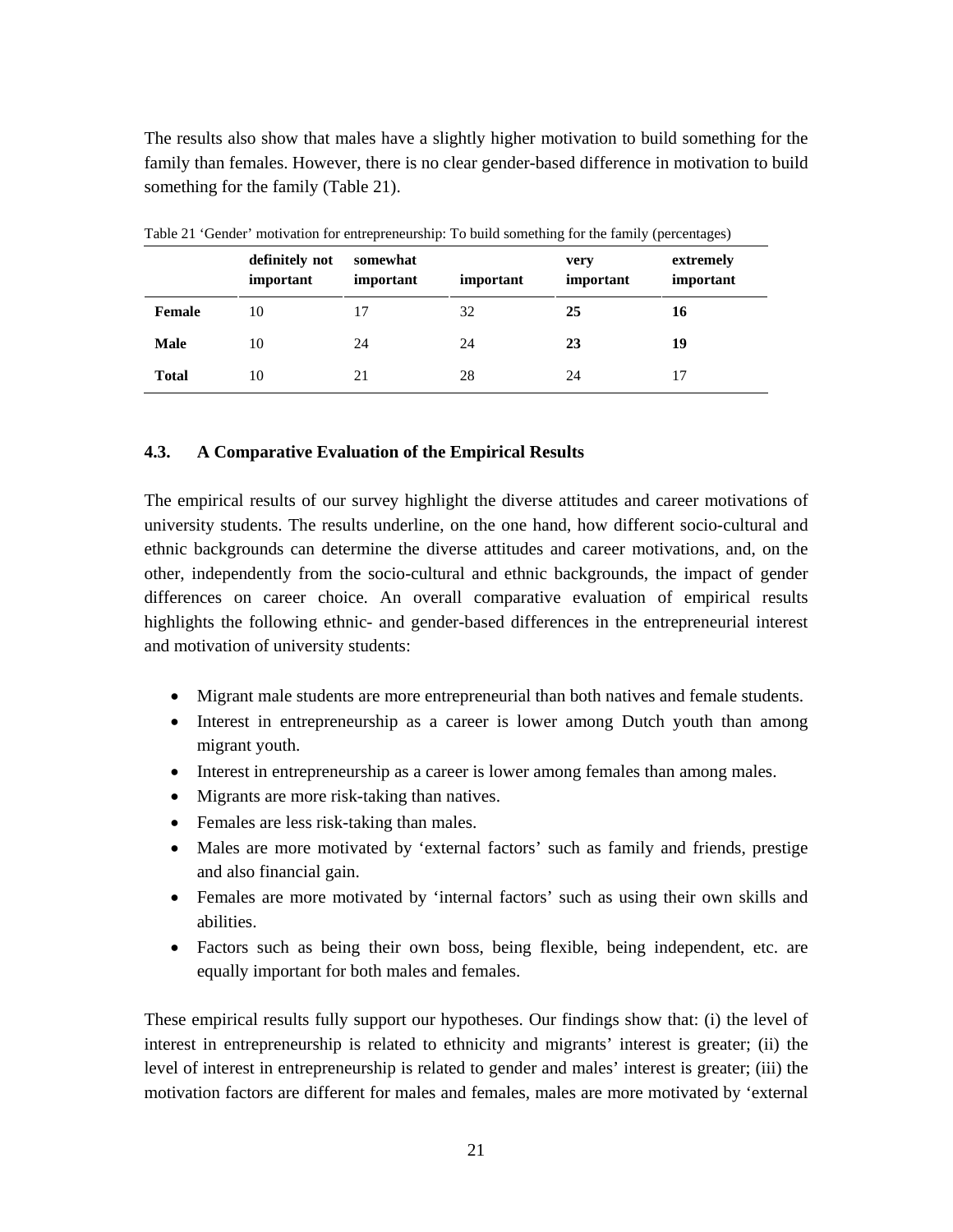The results also show that males have a slightly higher motivation to build something for the family than females. However, there is no clear gender-based difference in motivation to build something for the family (Table 21).

Table 21 'Gender' motivation for entrepreneurship: To build something for the family (percentages)

| | definitely not important | somewhat important | important | very important | extremely important |
|---|---|---|---|---|---|
| **Female** | 10 | 17 | 32 | **25** | **16** |
| **Male** | 10 | 24 | 24 | **23** | **19** |
| **Total** | 10 | 21 | 28 | 24 | 17 |

### 4.3. A Comparative Evaluation of the Empirical Results

The empirical results of our survey highlight the diverse attitudes and career motivations of university students. The results underline, on the one hand, how different socio-cultural and ethnic backgrounds can determine the diverse attitudes and career motivations, and, on the other, independently from the socio-cultural and ethnic backgrounds, the impact of gender differences on career choice. An overall comparative evaluation of empirical results highlights the following ethnic- and gender-based differences in the entrepreneurial interest and motivation of university students:

- Migrant male students are more entrepreneurial than both natives and female students.
- Interest in entrepreneurship as a career is lower among Dutch youth than among migrant youth.
- Interest in entrepreneurship as a career is lower among females than among males.
- Migrants are more risk-taking than natives.
- Females are less risk-taking than males.
- Males are more motivated by 'external factors' such as family and friends, prestige and also financial gain.
- Females are more motivated by 'internal factors' such as using their own skills and abilities.
- Factors such as being their own boss, being flexible, being independent, etc. are equally important for both males and females.

These empirical results fully support our hypotheses. Our findings show that: (i) the level of interest in entrepreneurship is related to ethnicity and migrants' interest is greater; (ii) the level of interest in entrepreneurship is related to gender and males' interest is greater; (iii) the motivation factors are different for males and females, males are more motivated by 'external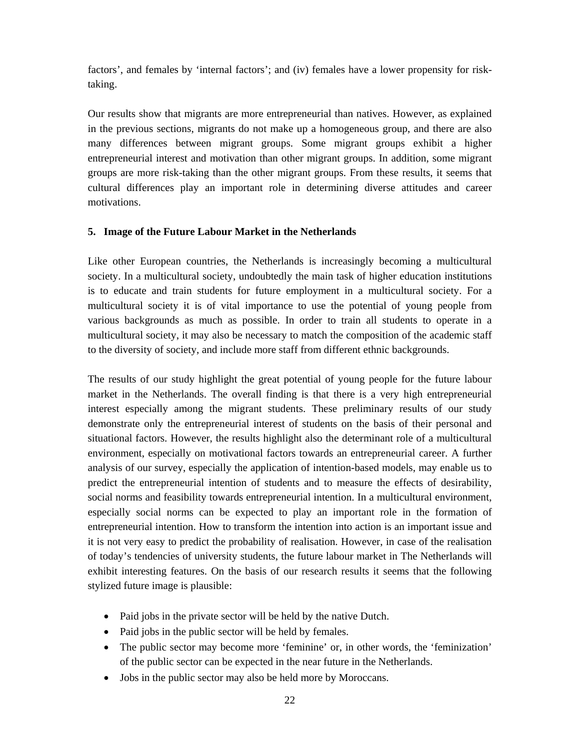factors', and females by 'internal factors'; and (iv) females have a lower propensity for risk-taking.

Our results show that migrants are more entrepreneurial than natives. However, as explained in the previous sections, migrants do not make up a homogeneous group, and there are also many differences between migrant groups. Some migrant groups exhibit a higher entrepreneurial interest and motivation than other migrant groups. In addition, some migrant groups are more risk-taking than the other migrant groups. From these results, it seems that cultural differences play an important role in determining diverse attitudes and career motivations.

## 5. Image of the Future Labour Market in the Netherlands

Like other European countries, the Netherlands is increasingly becoming a multicultural society. In a multicultural society, undoubtedly the main task of higher education institutions is to educate and train students for future employment in a multicultural society. For a multicultural society it is of vital importance to use the potential of young people from various backgrounds as much as possible. In order to train all students to operate in a multicultural society, it may also be necessary to match the composition of the academic staff to the diversity of society, and include more staff from different ethnic backgrounds.

The results of our study highlight the great potential of young people for the future labour market in the Netherlands. The overall finding is that there is a very high entrepreneurial interest especially among the migrant students. These preliminary results of our study demonstrate only the entrepreneurial interest of students on the basis of their personal and situational factors. However, the results highlight also the determinant role of a multicultural environment, especially on motivational factors towards an entrepreneurial career. A further analysis of our survey, especially the application of intention-based models, may enable us to predict the entrepreneurial intention of students and to measure the effects of desirability, social norms and feasibility towards entrepreneurial intention. In a multicultural environment, especially social norms can be expected to play an important role in the formation of entrepreneurial intention. How to transform the intention into action is an important issue and it is not very easy to predict the probability of realisation. However, in case of the realisation of today's tendencies of university students, the future labour market in The Netherlands will exhibit interesting features. On the basis of our research results it seems that the following stylized future image is plausible:

- Paid jobs in the private sector will be held by the native Dutch.
- Paid jobs in the public sector will be held by females.
- The public sector may become more 'feminine' or, in other words, the 'feminization' of the public sector can be expected in the near future in the Netherlands.
- Jobs in the public sector may also be held more by Moroccans.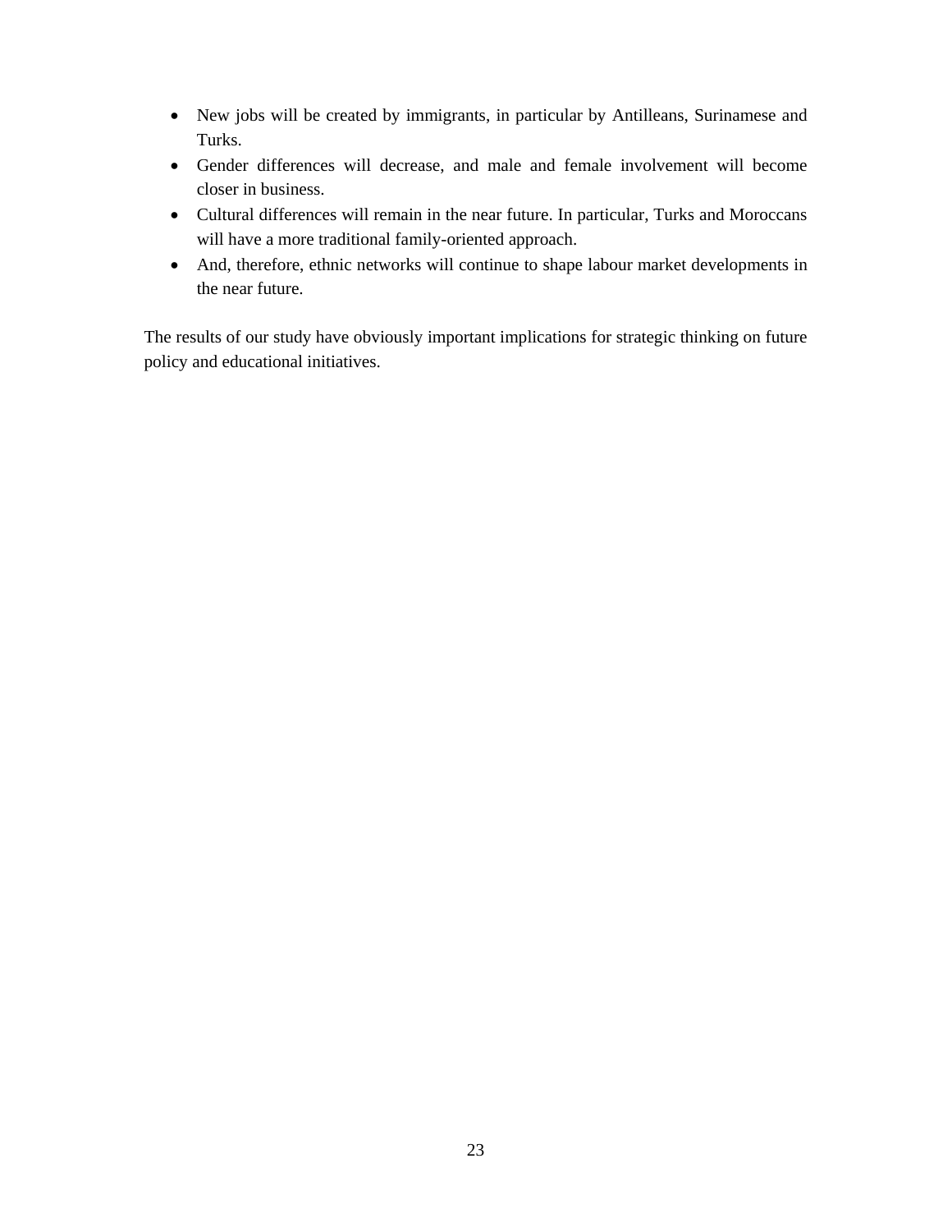- New jobs will be created by immigrants, in particular by Antilleans, Surinamese and Turks.
- Gender differences will decrease, and male and female involvement will become closer in business.
- Cultural differences will remain in the near future. In particular, Turks and Moroccans will have a more traditional family-oriented approach.
- And, therefore, ethnic networks will continue to shape labour market developments in the near future.

The results of our study have obviously important implications for strategic thinking on future policy and educational initiatives.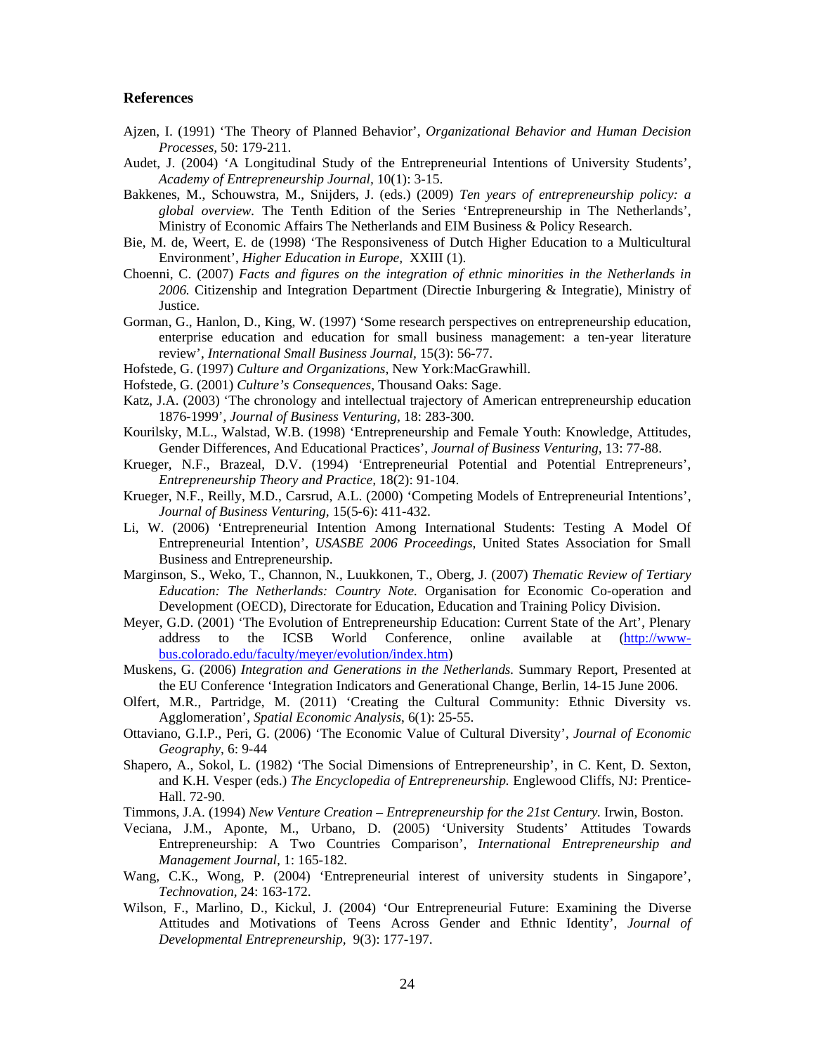## References

Ajzen, I. (1991) 'The Theory of Planned Behavior', *Organizational Behavior and Human Decision Processes*, 50: 179-211.

Audet, J. (2004) 'A Longitudinal Study of the Entrepreneurial Intentions of University Students', *Academy of Entrepreneurship Journal*, 10(1): 3-15.

Bakkenes, M., Schouwstra, M., Snijders, J. (eds.) (2009) *Ten years of entrepreneurship policy: a global overview.* The Tenth Edition of the Series 'Entrepreneurship in The Netherlands', Ministry of Economic Affairs The Netherlands and EIM Business & Policy Research.

Bie, M. de, Weert, E. de (1998) 'The Responsiveness of Dutch Higher Education to a Multicultural Environment', *Higher Education in Europe,* XXIII (1).

Choenni, C. (2007) *Facts and figures on the integration of ethnic minorities in the Netherlands in 2006.* Citizenship and Integration Department (Directie Inburgering & Integratie), Ministry of Justice.

Gorman, G., Hanlon, D., King, W. (1997) 'Some research perspectives on entrepreneurship education, enterprise education and education for small business management: a ten-year literature review', *International Small Business Journal*, 15(3): 56-77.

Hofstede, G. (1997) *Culture and Organizations*, New York:MacGrawhill.

Hofstede, G. (2001) *Culture's Consequences*, Thousand Oaks: Sage.

Katz, J.A. (2003) 'The chronology and intellectual trajectory of American entrepreneurship education 1876-1999', *Journal of Business Venturing,* 18: 283-300.

Kourilsky, M.L., Walstad, W.B. (1998) 'Entrepreneurship and Female Youth: Knowledge, Attitudes, Gender Differences, And Educational Practices', *Journal of Business Venturing,* 13: 77-88.

Krueger, N.F., Brazeal, D.V. (1994) 'Entrepreneurial Potential and Potential Entrepreneurs', *Entrepreneurship Theory and Practice,* 18(2): 91-104.

Krueger, N.F., Reilly, M.D., Carsrud, A.L. (2000) 'Competing Models of Entrepreneurial Intentions', *Journal of Business Venturing,* 15(5-6): 411-432.

Li, W. (2006) 'Entrepreneurial Intention Among International Students: Testing A Model Of Entrepreneurial Intention', *USASBE 2006 Proceedings,* United States Association for Small Business and Entrepreneurship.

Marginson, S., Weko, T., Channon, N., Luukkonen, T., Oberg, J. (2007) *Thematic Review of Tertiary Education: The Netherlands: Country Note.* Organisation for Economic Co-operation and Development (OECD), Directorate for Education, Education and Training Policy Division.

Meyer, G.D. (2001) 'The Evolution of Entrepreneurship Education: Current State of the Art', Plenary address to the ICSB World Conference, online available at (http://www-bus.colorado.edu/faculty/meyer/evolution/index.htm)

Muskens, G. (2006) *Integration and Generations in the Netherlands.* Summary Report, Presented at the EU Conference 'Integration Indicators and Generational Change, Berlin, 14-15 June 2006.

Olfert, M.R., Partridge, M. (2011) 'Creating the Cultural Community: Ethnic Diversity vs. Agglomeration', *Spatial Economic Analysis*, 6(1): 25-55.

Ottaviano, G.I.P., Peri, G. (2006) 'The Economic Value of Cultural Diversity', *Journal of Economic Geography*, 6: 9-44

Shapero, A., Sokol, L. (1982) 'The Social Dimensions of Entrepreneurship', in C. Kent, D. Sexton, and K.H. Vesper (eds.) *The Encyclopedia of Entrepreneurship.* Englewood Cliffs, NJ: Prentice-Hall. 72-90.

Timmons, J.A. (1994) *New Venture Creation – Entrepreneurship for the 21st Century.* Irwin, Boston.

Veciana, J.M., Aponte, M., Urbano, D. (2005) 'University Students' Attitudes Towards Entrepreneurship: A Two Countries Comparison', *International Entrepreneurship and Management Journal*, 1: 165-182.

Wang, C.K., Wong, P. (2004) 'Entrepreneurial interest of university students in Singapore', *Technovation*, 24: 163-172.

Wilson, F., Marlino, D., Kickul, J. (2004) 'Our Entrepreneurial Future: Examining the Diverse Attitudes and Motivations of Teens Across Gender and Ethnic Identity', *Journal of Developmental Entrepreneurship,* 9(3): 177-197.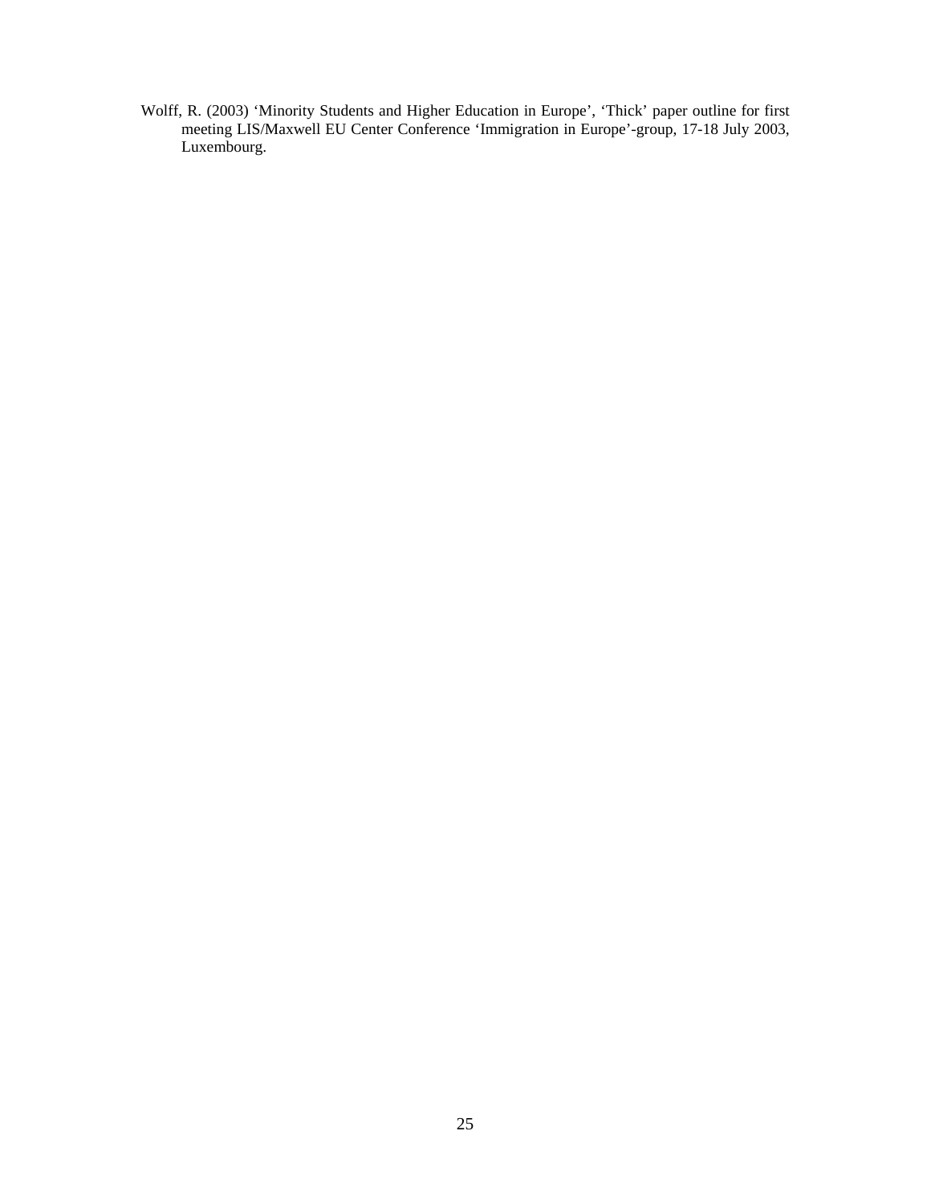Wolff, R. (2003) ‘Minority Students and Higher Education in Europe’, ‘Thick’ paper outline for first meeting LIS/Maxwell EU Center Conference ‘Immigration in Europe’-group, 17-18 July 2003, Luxembourg.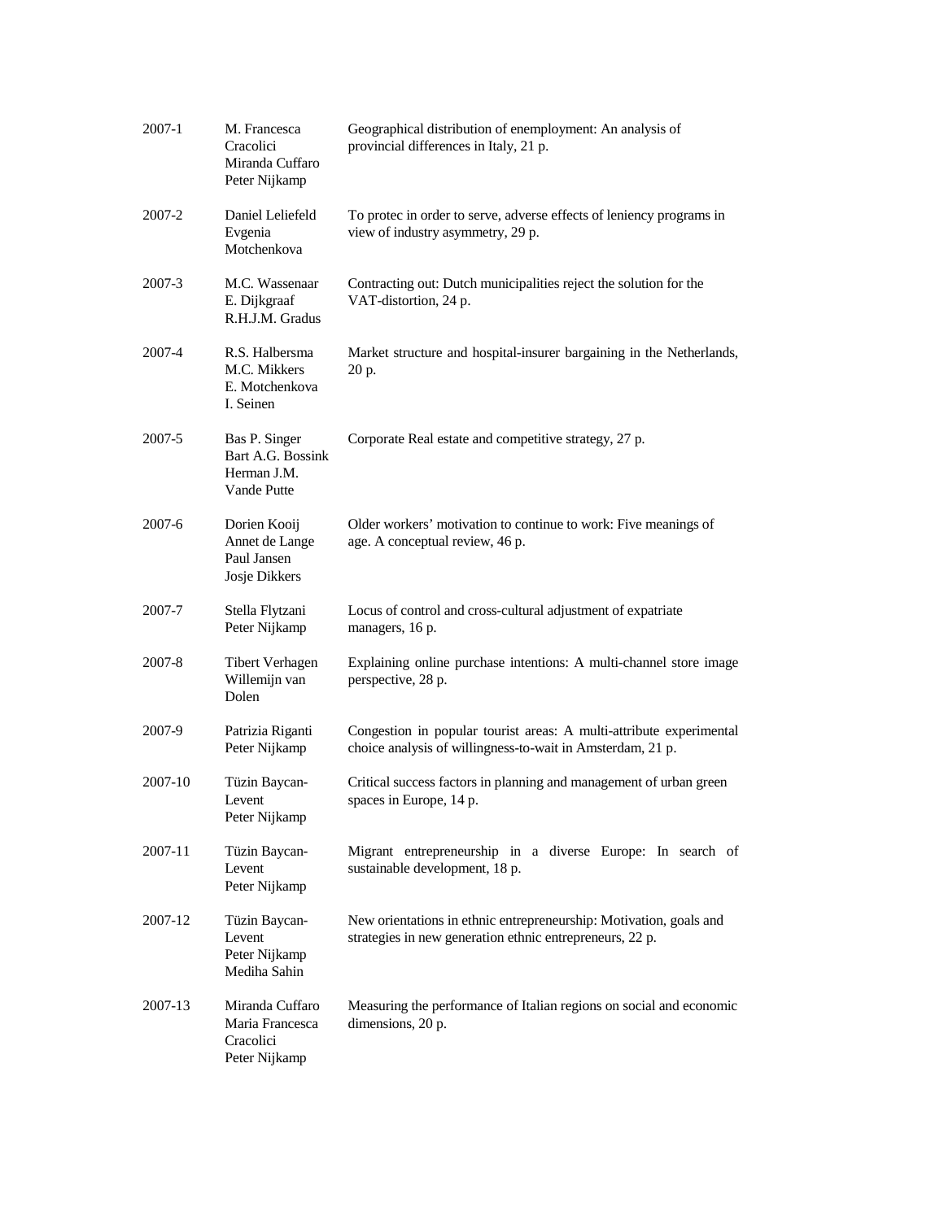| | | |
|---|---|---|
| 2007-1 | M. Francesca Cracolici<br>Miranda Cuffaro<br>Peter Nijkamp | Geographical distribution of enemployment: An analysis of provincial differences in Italy, 21 p. |
| 2007-2 | Daniel Leliefeld<br>Evgenia Motchenkova | To protec in order to serve, adverse effects of leniency programs in view of industry asymmetry, 29 p. |
| 2007-3 | M.C. Wassenaar<br>E. Dijkgraaf<br>R.H.J.M. Gradus | Contracting out: Dutch municipalities reject the solution for the VAT-distortion, 24 p. |
| 2007-4 | R.S. Halbersma<br>M.C. Mikkers<br>E. Motchenkova<br>I. Seinen | Market structure and hospital-insurer bargaining in the Netherlands, 20 p. |
| 2007-5 | Bas P. Singer<br>Bart A.G. Bossink<br>Herman J.M. Vande Putte | Corporate Real estate and competitive strategy, 27 p. |
| 2007-6 | Dorien Kooij<br>Annet de Lange<br>Paul Jansen<br>Josje Dikkers | Older workers' motivation to continue to work: Five meanings of age. A conceptual review, 46 p. |
| 2007-7 | Stella Flytzani<br>Peter Nijkamp | Locus of control and cross-cultural adjustment of expatriate managers, 16 p. |
| 2007-8 | Tibert Verhagen<br>Willemijn van Dolen | Explaining online purchase intentions: A multi-channel store image perspective, 28 p. |
| 2007-9 | Patrizia Riganti<br>Peter Nijkamp | Congestion in popular tourist areas: A multi-attribute experimental choice analysis of willingness-to-wait in Amsterdam, 21 p. |
| 2007-10 | Tüzin Baycan-Levent<br>Peter Nijkamp | Critical success factors in planning and management of urban green spaces in Europe, 14 p. |
| 2007-11 | Tüzin Baycan-Levent<br>Peter Nijkamp | Migrant entrepreneurship in a diverse Europe: In search of sustainable development, 18 p. |
| 2007-12 | Tüzin Baycan-Levent<br>Peter Nijkamp<br>Mediha Sahin | New orientations in ethnic entrepreneurship: Motivation, goals and strategies in new generation ethnic entrepreneurs, 22 p. |
| 2007-13 | Miranda Cuffaro<br>Maria Francesca Cracolici<br>Peter Nijkamp | Measuring the performance of Italian regions on social and economic dimensions, 20 p. |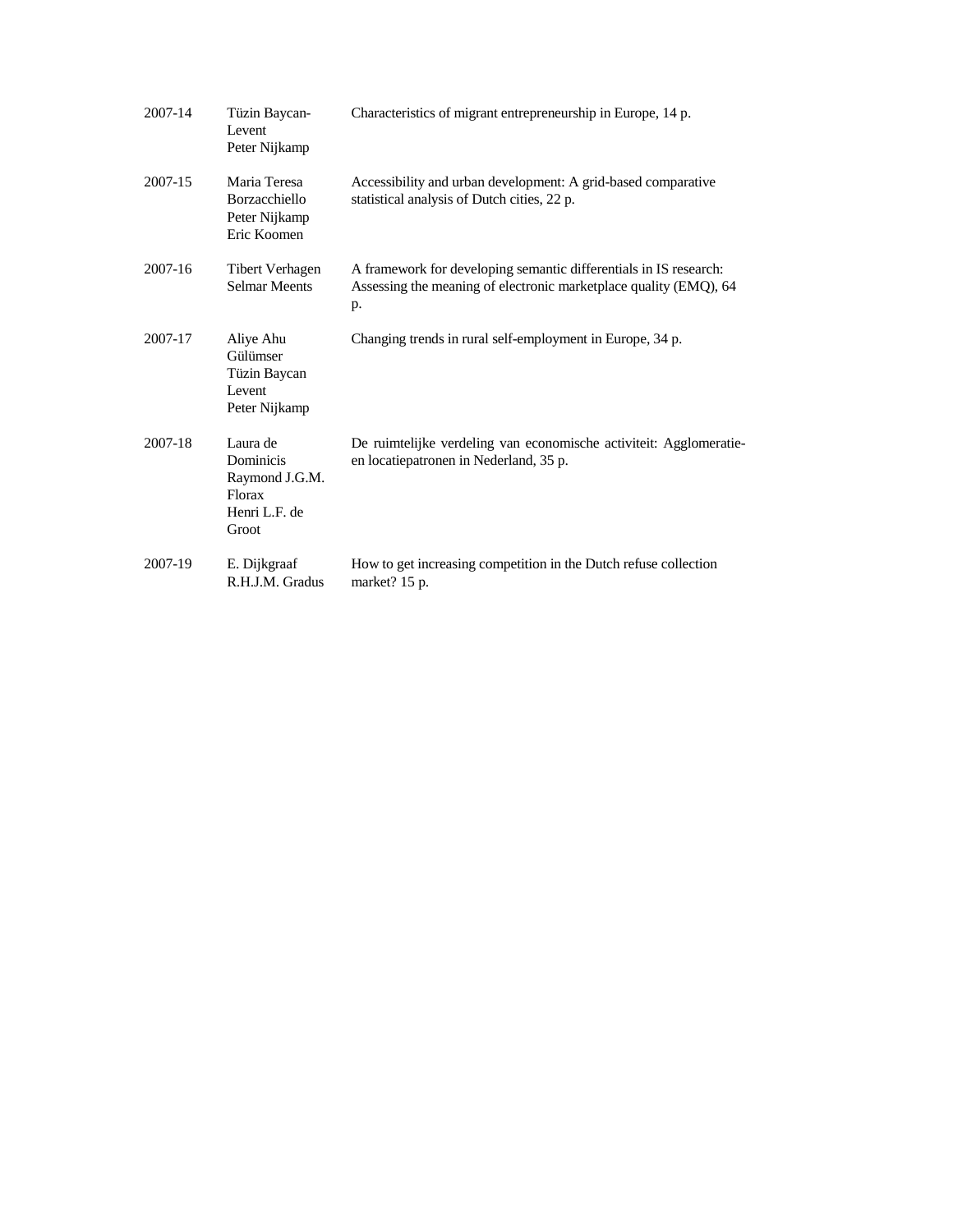| | | |
|---|---|---|
| 2007-14 | Tüzin Baycan-Levent<br>Peter Nijkamp | Characteristics of migrant entrepreneurship in Europe, 14 p. |
| 2007-15 | Maria Teresa Borzacchiello<br>Peter Nijkamp<br>Eric Koomen | Accessibility and urban development: A grid-based comparative statistical analysis of Dutch cities, 22 p. |
| 2007-16 | Tibert Verhagen<br>Selmar Meents | A framework for developing semantic differentials in IS research: Assessing the meaning of electronic marketplace quality (EMQ), 64 p. |
| 2007-17 | Aliye Ahu Gülümser<br>Tüzin Baycan Levent<br>Peter Nijkamp | Changing trends in rural self-employment in Europe, 34 p. |
| 2007-18 | Laura de Dominicis<br>Raymond J.G.M. Florax<br>Henri L.F. de Groot | De ruimtelijke verdeling van economische activiteit: Agglomeratie- en locatiepatronen in Nederland, 35 p. |
| 2007-19 | E. Dijkgraaf<br>R.H.J.M. Gradus | How to get increasing competition in the Dutch refuse collection market? 15 p. |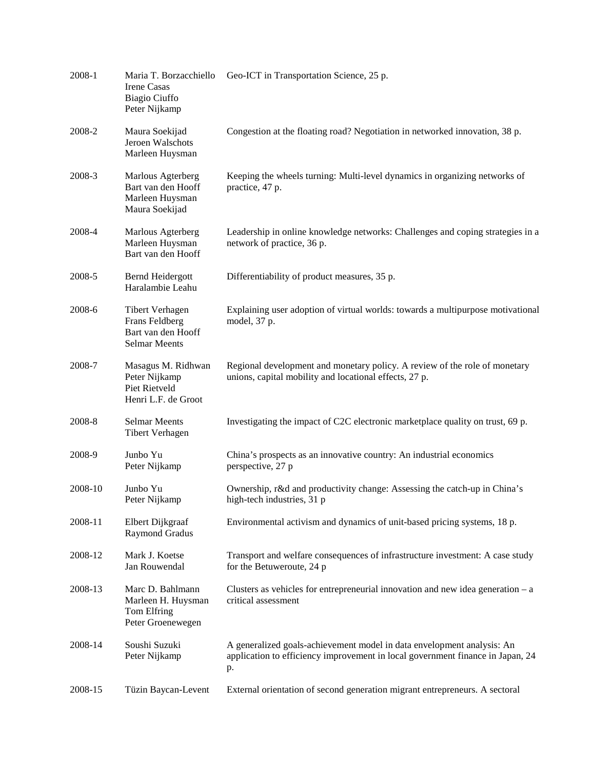| | | |
|---|---|---|
| 2008-1 | Maria T. Borzacchiello<br>Irene Casas<br>Biagio Ciuffo<br>Peter Nijkamp | Geo-ICT in Transportation Science, 25 p. |
| 2008-2 | Maura Soekijad<br>Jeroen Walschots<br>Marleen Huysman | Congestion at the floating road? Negotiation in networked innovation, 38 p. |
| 2008-3 | Marlous Agterberg<br>Bart van den Hooff<br>Marleen Huysman<br>Maura Soekijad | Keeping the wheels turning: Multi-level dynamics in organizing networks of practice, 47 p. |
| 2008-4 | Marlous Agterberg<br>Marleen Huysman<br>Bart van den Hooff | Leadership in online knowledge networks: Challenges and coping strategies in a network of practice, 36 p. |
| 2008-5 | Bernd Heidergott<br>Haralambie Leahu | Differentiability of product measures, 35 p. |
| 2008-6 | Tibert Verhagen<br>Frans Feldberg<br>Bart van den Hooff<br>Selmar Meents | Explaining user adoption of virtual worlds: towards a multipurpose motivational model, 37 p. |
| 2008-7 | Masagus M. Ridhwan<br>Peter Nijkamp<br>Piet Rietveld<br>Henri L.F. de Groot | Regional development and monetary policy. A review of the role of monetary unions, capital mobility and locational effects, 27 p. |
| 2008-8 | Selmar Meents<br>Tibert Verhagen | Investigating the impact of C2C electronic marketplace quality on trust, 69 p. |
| 2008-9 | Junbo Yu<br>Peter Nijkamp | China's prospects as an innovative country: An industrial economics perspective, 27 p |
| 2008-10 | Junbo Yu<br>Peter Nijkamp | Ownership, r&d and productivity change: Assessing the catch-up in China's high-tech industries, 31 p |
| 2008-11 | Elbert Dijkgraaf<br>Raymond Gradus | Environmental activism and dynamics of unit-based pricing systems, 18 p. |
| 2008-12 | Mark J. Koetse<br>Jan Rouwendal | Transport and welfare consequences of infrastructure investment: A case study for the Betuweroute, 24 p |
| 2008-13 | Marc D. Bahlmann<br>Marleen H. Huysman<br>Tom Elfring<br>Peter Groenewegen | Clusters as vehicles for entrepreneurial innovation and new idea generation – a critical assessment |
| 2008-14 | Soushi Suzuki<br>Peter Nijkamp | A generalized goals-achievement model in data envelopment analysis: An application to efficiency improvement in local government finance in Japan, 24 p. |
| 2008-15 | Tüzin Baycan-Levent | External orientation of second generation migrant entrepreneurs. A sectoral |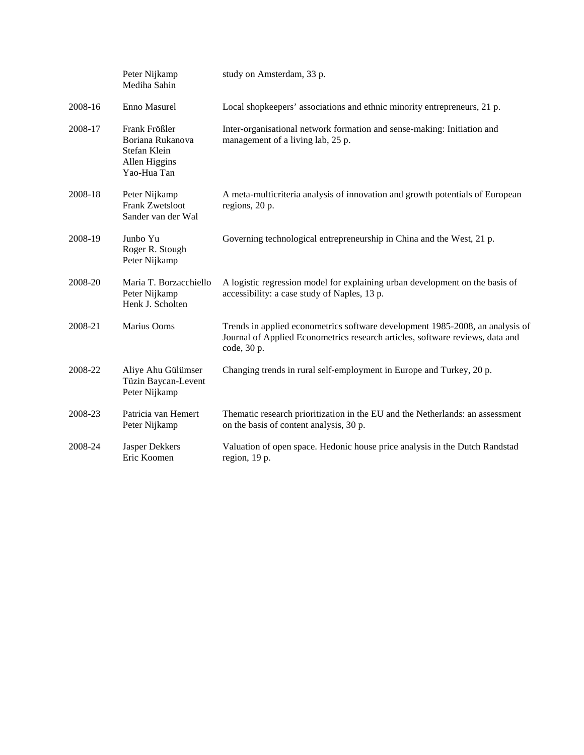| | | |
|---|---|---|
| | Peter Nijkamp<br>Mediha Sahin | study on Amsterdam, 33 p. |
| 2008-16 | Enno Masurel | Local shopkeepers' associations and ethnic minority entrepreneurs, 21 p. |
| 2008-17 | Frank Frößler<br>Boriana Rukanova<br>Stefan Klein<br>Allen Higgins<br>Yao-Hua Tan | Inter-organisational network formation and sense-making: Initiation and management of a living lab, 25 p. |
| 2008-18 | Peter Nijkamp<br>Frank Zwetsloot<br>Sander van der Wal | A meta-multicriteria analysis of innovation and growth potentials of European regions, 20 p. |
| 2008-19 | Junbo Yu<br>Roger R. Stough<br>Peter Nijkamp | Governing technological entrepreneurship in China and the West, 21 p. |
| 2008-20 | Maria T. Borzacchiello<br>Peter Nijkamp<br>Henk J. Scholten | A logistic regression model for explaining urban development on the basis of accessibility: a case study of Naples, 13 p. |
| 2008-21 | Marius Ooms | Trends in applied econometrics software development 1985-2008, an analysis of Journal of Applied Econometrics research articles, software reviews, data and code, 30 p. |
| 2008-22 | Aliye Ahu Gülümser<br>Tüzin Baycan-Levent<br>Peter Nijkamp | Changing trends in rural self-employment in Europe and Turkey, 20 p. |
| 2008-23 | Patricia van Hemert<br>Peter Nijkamp | Thematic research prioritization in the EU and the Netherlands: an assessment on the basis of content analysis, 30 p. |
| 2008-24 | Jasper Dekkers<br>Eric Koomen | Valuation of open space. Hedonic house price analysis in the Dutch Randstad region, 19 p. |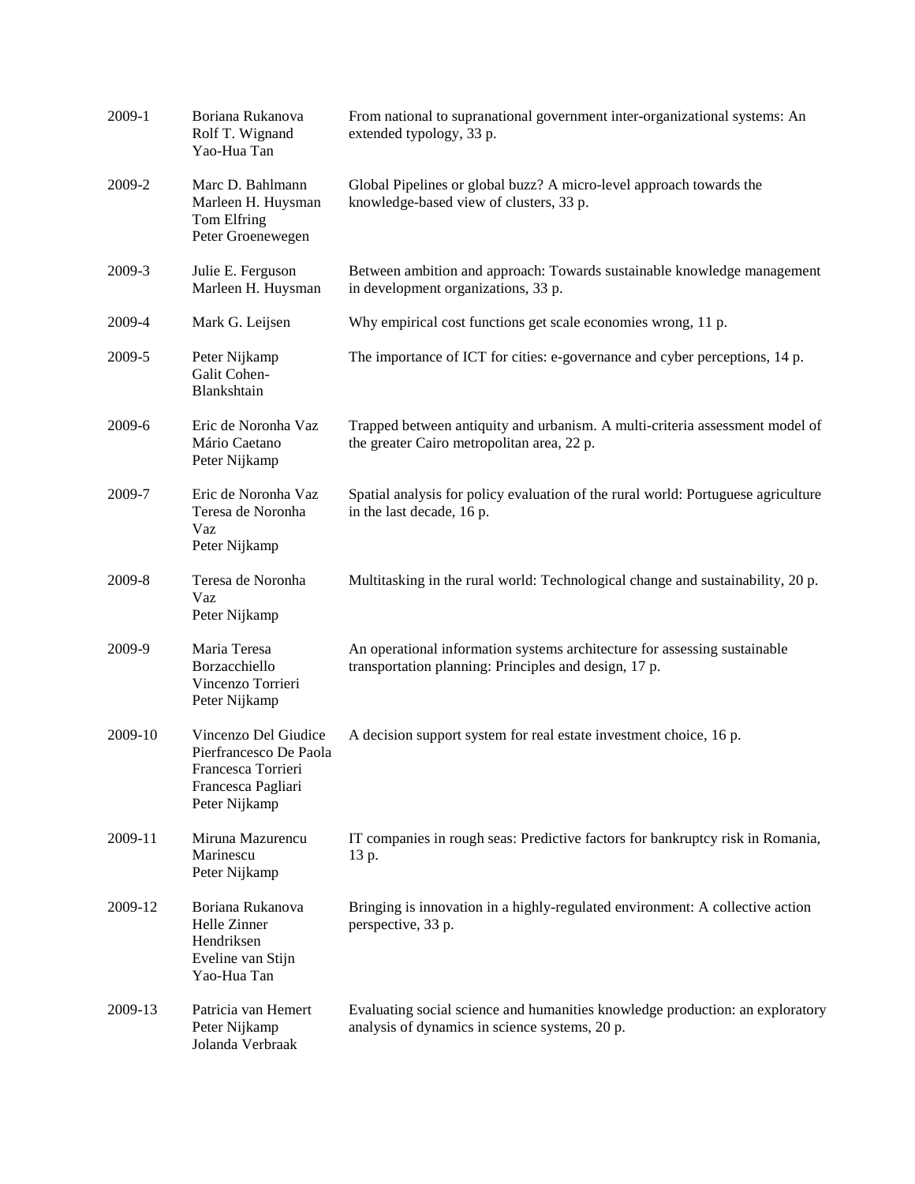| | | |
|---|---|---|
| 2009-1 | Boriana Rukanova<br>Rolf T. Wignand<br>Yao-Hua Tan | From national to supranational government inter-organizational systems: An extended typology, 33 p. |
| 2009-2 | Marc D. Bahlmann<br>Marleen H. Huysman<br>Tom Elfring<br>Peter Groenewegen | Global Pipelines or global buzz? A micro-level approach towards the knowledge-based view of clusters, 33 p. |
| 2009-3 | Julie E. Ferguson<br>Marleen H. Huysman | Between ambition and approach: Towards sustainable knowledge management in development organizations, 33 p. |
| 2009-4 | Mark G. Leijsen | Why empirical cost functions get scale economies wrong, 11 p. |
| 2009-5 | Peter Nijkamp<br>Galit Cohen-Blankshtain | The importance of ICT for cities: e-governance and cyber perceptions, 14 p. |
| 2009-6 | Eric de Noronha Vaz<br>Mário Caetano<br>Peter Nijkamp | Trapped between antiquity and urbanism. A multi-criteria assessment model of the greater Cairo metropolitan area, 22 p. |
| 2009-7 | Eric de Noronha Vaz<br>Teresa de Noronha Vaz<br>Peter Nijkamp | Spatial analysis for policy evaluation of the rural world: Portuguese agriculture in the last decade, 16 p. |
| 2009-8 | Teresa de Noronha Vaz<br>Peter Nijkamp | Multitasking in the rural world: Technological change and sustainability, 20 p. |
| 2009-9 | Maria Teresa Borzacchiello<br>Vincenzo Torrieri<br>Peter Nijkamp | An operational information systems architecture for assessing sustainable transportation planning: Principles and design, 17 p. |
| 2009-10 | Vincenzo Del Giudice<br>Pierfrancesco De Paola<br>Francesca Torrieri<br>Francesca Pagliari<br>Peter Nijkamp | A decision support system for real estate investment choice, 16 p. |
| 2009-11 | Miruna Mazurencu Marinescu<br>Peter Nijkamp | IT companies in rough seas: Predictive factors for bankruptcy risk in Romania, 13 p. |
| 2009-12 | Boriana Rukanova<br>Helle Zinner Hendriksen<br>Eveline van Stijn<br>Yao-Hua Tan | Bringing is innovation in a highly-regulated environment: A collective action perspective, 33 p. |
| 2009-13 | Patricia van Hemert<br>Peter Nijkamp<br>Jolanda Verbraak | Evaluating social science and humanities knowledge production: an exploratory analysis of dynamics in science systems, 20 p. |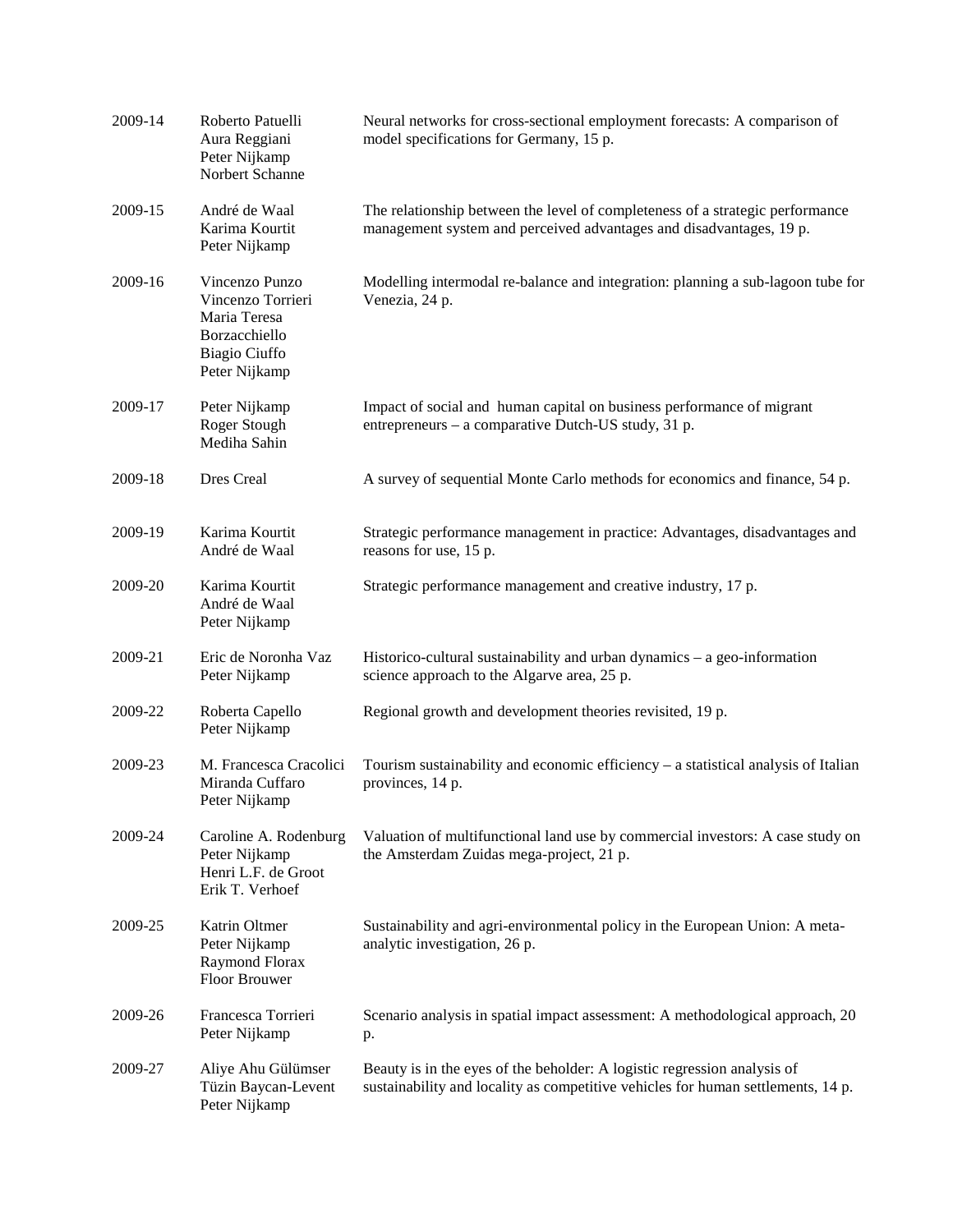| | | |
|---|---|---|
| 2009-14 | Roberto Patuelli<br>Aura Reggiani<br>Peter Nijkamp<br>Norbert Schanne | Neural networks for cross-sectional employment forecasts: A comparison of model specifications for Germany, 15 p. |
| 2009-15 | André de Waal<br>Karima Kourtit<br>Peter Nijkamp | The relationship between the level of completeness of a strategic performance management system and perceived advantages and disadvantages, 19 p. |
| 2009-16 | Vincenzo Punzo<br>Vincenzo Torrieri<br>Maria Teresa Borzacchiello<br>Biagio Ciuffo<br>Peter Nijkamp | Modelling intermodal re-balance and integration: planning a sub-lagoon tube for Venezia, 24 p. |
| 2009-17 | Peter Nijkamp<br>Roger Stough<br>Mediha Sahin | Impact of social and human capital on business performance of migrant entrepreneurs – a comparative Dutch-US study, 31 p. |
| 2009-18 | Dres Creal | A survey of sequential Monte Carlo methods for economics and finance, 54 p. |
| 2009-19 | Karima Kourtit<br>André de Waal | Strategic performance management in practice: Advantages, disadvantages and reasons for use, 15 p. |
| 2009-20 | Karima Kourtit<br>André de Waal<br>Peter Nijkamp | Strategic performance management and creative industry, 17 p. |
| 2009-21 | Eric de Noronha Vaz<br>Peter Nijkamp | Historico-cultural sustainability and urban dynamics – a geo-information science approach to the Algarve area, 25 p. |
| 2009-22 | Roberta Capello<br>Peter Nijkamp | Regional growth and development theories revisited, 19 p. |
| 2009-23 | M. Francesca Cracolici<br>Miranda Cuffaro<br>Peter Nijkamp | Tourism sustainability and economic efficiency – a statistical analysis of Italian provinces, 14 p. |
| 2009-24 | Caroline A. Rodenburg<br>Peter Nijkamp<br>Henri L.F. de Groot<br>Erik T. Verhoef | Valuation of multifunctional land use by commercial investors: A case study on the Amsterdam Zuidas mega-project, 21 p. |
| 2009-25 | Katrin Oltmer<br>Peter Nijkamp<br>Raymond Florax<br>Floor Brouwer | Sustainability and agri-environmental policy in the European Union: A meta-analytic investigation, 26 p. |
| 2009-26 | Francesca Torrieri<br>Peter Nijkamp | Scenario analysis in spatial impact assessment: A methodological approach, 20 p. |
| 2009-27 | Aliye Ahu Gülümser<br>Tüzin Baycan-Levent<br>Peter Nijkamp | Beauty is in the eyes of the beholder: A logistic regression analysis of sustainability and locality as competitive vehicles for human settlements, 14 p. |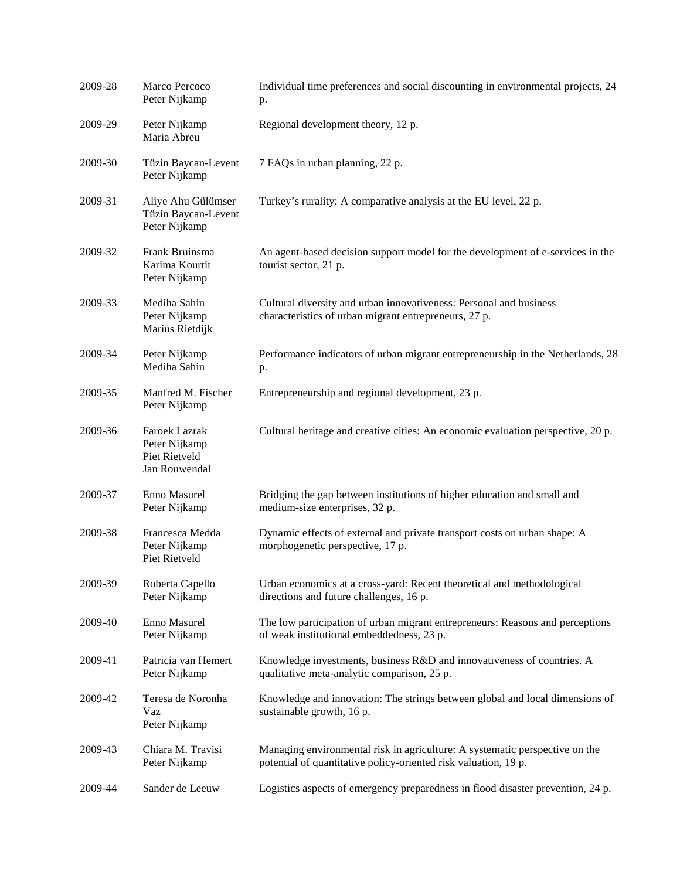| | | |
|---|---|---|
| 2009-28 | Marco Percoco<br>Peter Nijkamp | Individual time preferences and social discounting in environmental projects, 24 p. |
| 2009-29 | Peter Nijkamp<br>Maria Abreu | Regional development theory, 12 p. |
| 2009-30 | Tüzin Baycan-Levent<br>Peter Nijkamp | 7 FAQs in urban planning, 22 p. |
| 2009-31 | Aliye Ahu Gülümser<br>Tüzin Baycan-Levent<br>Peter Nijkamp | Turkey's rurality: A comparative analysis at the EU level, 22 p. |
| 2009-32 | Frank Bruinsma<br>Karima Kourtit<br>Peter Nijkamp | An agent-based decision support model for the development of e-services in the tourist sector, 21 p. |
| 2009-33 | Mediha Sahin<br>Peter Nijkamp<br>Marius Rietdijk | Cultural diversity and urban innovativeness: Personal and business characteristics of urban migrant entrepreneurs, 27 p. |
| 2009-34 | Peter Nijkamp<br>Mediha Sahin | Performance indicators of urban migrant entrepreneurship in the Netherlands, 28 p. |
| 2009-35 | Manfred M. Fischer<br>Peter Nijkamp | Entrepreneurship and regional development, 23 p. |
| 2009-36 | Faroek Lazrak<br>Peter Nijkamp<br>Piet Rietveld<br>Jan Rouwendal | Cultural heritage and creative cities: An economic evaluation perspective, 20 p. |
| 2009-37 | Enno Masurel<br>Peter Nijkamp | Bridging the gap between institutions of higher education and small and medium-size enterprises, 32 p. |
| 2009-38 | Francesca Medda<br>Peter Nijkamp<br>Piet Rietveld | Dynamic effects of external and private transport costs on urban shape: A morphogenetic perspective, 17 p. |
| 2009-39 | Roberta Capello<br>Peter Nijkamp | Urban economics at a cross-yard: Recent theoretical and methodological directions and future challenges, 16 p. |
| 2009-40 | Enno Masurel<br>Peter Nijkamp | The low participation of urban migrant entrepreneurs: Reasons and perceptions of weak institutional embeddedness, 23 p. |
| 2009-41 | Patricia van Hemert<br>Peter Nijkamp | Knowledge investments, business R&D and innovativeness of countries. A qualitative meta-analytic comparison, 25 p. |
| 2009-42 | Teresa de Noronha Vaz<br>Peter Nijkamp | Knowledge and innovation: The strings between global and local dimensions of sustainable growth, 16 p. |
| 2009-43 | Chiara M. Travisi<br>Peter Nijkamp | Managing environmental risk in agriculture: A systematic perspective on the potential of quantitative policy-oriented risk valuation, 19 p. |
| 2009-44 | Sander de Leeuw | Logistics aspects of emergency preparedness in flood disaster prevention, 24 p. |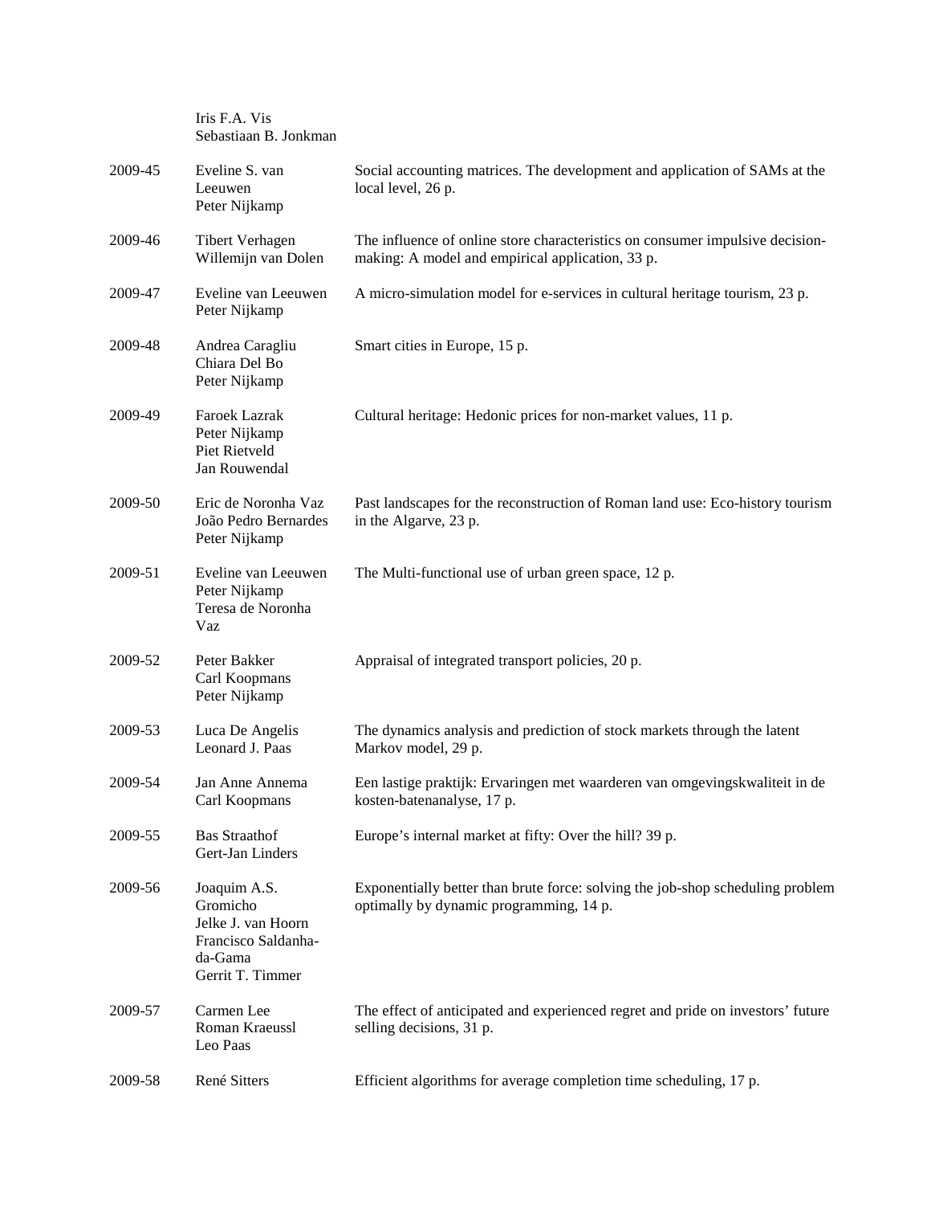| | | |
|---|---|---|
| | Iris F.A. Vis<br>Sebastiaan B. Jonkman | |
| 2009-45 | Eveline S. van Leeuwen<br>Peter Nijkamp | Social accounting matrices. The development and application of SAMs at the local level, 26 p. |
| 2009-46 | Tibert Verhagen<br>Willemijn van Dolen | The influence of online store characteristics on consumer impulsive decision-making: A model and empirical application, 33 p. |
| 2009-47 | Eveline van Leeuwen<br>Peter Nijkamp | A micro-simulation model for e-services in cultural heritage tourism, 23 p. |
| 2009-48 | Andrea Caragliu<br>Chiara Del Bo<br>Peter Nijkamp | Smart cities in Europe, 15 p. |
| 2009-49 | Faroek Lazrak<br>Peter Nijkamp<br>Piet Rietveld<br>Jan Rouwendal | Cultural heritage: Hedonic prices for non-market values, 11 p. |
| 2009-50 | Eric de Noronha Vaz<br>João Pedro Bernardes<br>Peter Nijkamp | Past landscapes for the reconstruction of Roman land use: Eco-history tourism in the Algarve, 23 p. |
| 2009-51 | Eveline van Leeuwen<br>Peter Nijkamp<br>Teresa de Noronha Vaz | The Multi-functional use of urban green space, 12 p. |
| 2009-52 | Peter Bakker<br>Carl Koopmans<br>Peter Nijkamp | Appraisal of integrated transport policies, 20 p. |
| 2009-53 | Luca De Angelis<br>Leonard J. Paas | The dynamics analysis and prediction of stock markets through the latent Markov model, 29 p. |
| 2009-54 | Jan Anne Annema<br>Carl Koopmans | Een lastige praktijk: Ervaringen met waarderen van omgevingskwaliteit in de kosten-batenanalyse, 17 p. |
| 2009-55 | Bas Straathof<br>Gert-Jan Linders | Europe's internal market at fifty: Over the hill? 39 p. |
| 2009-56 | Joaquim A.S. Gromicho<br>Jelke J. van Hoorn<br>Francisco Saldanha-da-Gama<br>Gerrit T. Timmer | Exponentially better than brute force: solving the job-shop scheduling problem optimally by dynamic programming, 14 p. |
| 2009-57 | Carmen Lee<br>Roman Kraeussl<br>Leo Paas | The effect of anticipated and experienced regret and pride on investors' future selling decisions, 31 p. |
| 2009-58 | René Sitters | Efficient algorithms for average completion time scheduling, 17 p. |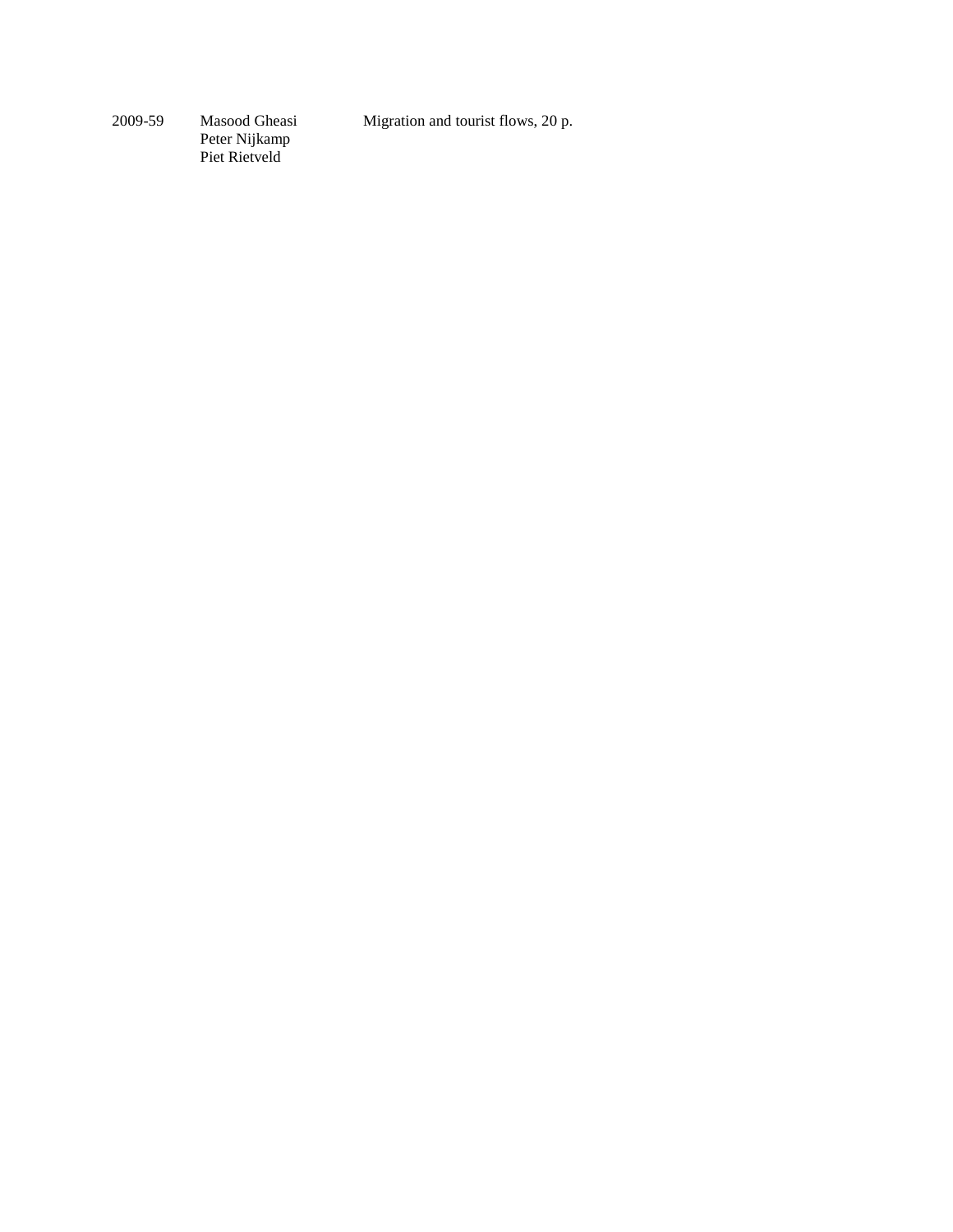| | | |
|---|---|---|
| 2009-59 | Masood Gheasi<br>Peter Nijkamp<br>Piet Rietveld | Migration and tourist flows, 20 p. |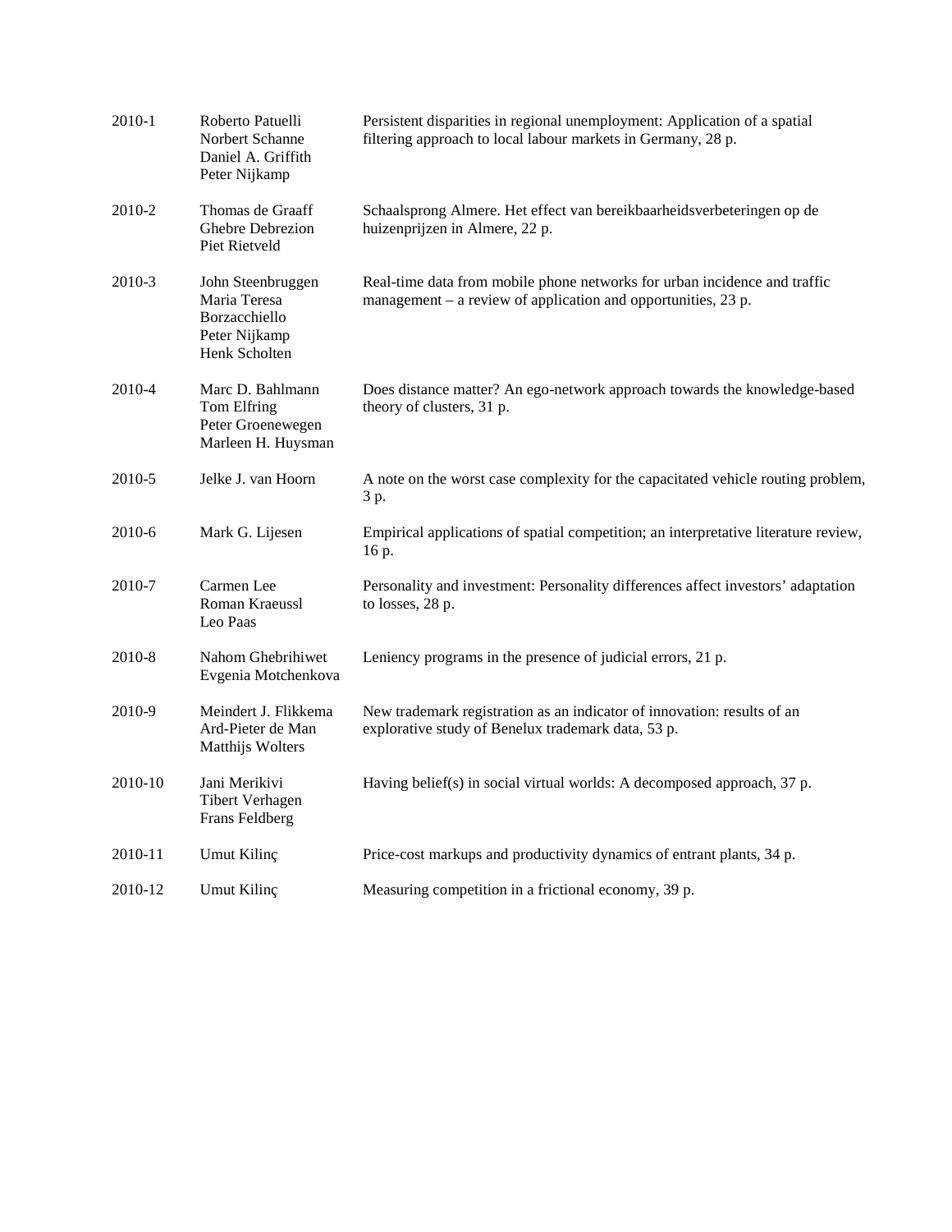| | | |
|---|---|---|
| 2010-1 | Roberto Patuelli<br>Norbert Schanne<br>Daniel A. Griffith<br>Peter Nijkamp | Persistent disparities in regional unemployment: Application of a spatial filtering approach to local labour markets in Germany, 28 p. |
| 2010-2 | Thomas de Graaff<br>Ghebre Debrezion<br>Piet Rietveld | Schaalsprong Almere. Het effect van bereikbaarheidsverbeteringen op de huizenprijzen in Almere, 22 p. |
| 2010-3 | John Steenbruggen<br>Maria Teresa Borzacchiello<br>Peter Nijkamp<br>Henk Scholten | Real-time data from mobile phone networks for urban incidence and traffic management – a review of application and opportunities, 23 p. |
| 2010-4 | Marc D. Bahlmann<br>Tom Elfring<br>Peter Groenewegen<br>Marleen H. Huysman | Does distance matter? An ego-network approach towards the knowledge-based theory of clusters, 31 p. |
| 2010-5 | Jelke J. van Hoorn | A note on the worst case complexity for the capacitated vehicle routing problem, 3 p. |
| 2010-6 | Mark G. Lijesen | Empirical applications of spatial competition; an interpretative literature review, 16 p. |
| 2010-7 | Carmen Lee<br>Roman Kraeussl<br>Leo Paas | Personality and investment: Personality differences affect investors' adaptation to losses, 28 p. |
| 2010-8 | Nahom Ghebrihiwet<br>Evgenia Motchenkova | Leniency programs in the presence of judicial errors, 21 p. |
| 2010-9 | Meindert J. Flikkema<br>Ard-Pieter de Man<br>Matthijs Wolters | New trademark registration as an indicator of innovation: results of an explorative study of Benelux trademark data, 53 p. |
| 2010-10 | Jani Merikivi<br>Tibert Verhagen<br>Frans Feldberg | Having belief(s) in social virtual worlds: A decomposed approach, 37 p. |
| 2010-11 | Umut Kilinç | Price-cost markups and productivity dynamics of entrant plants, 34 p. |
| 2010-12 | Umut Kilinç | Measuring competition in a frictional economy, 39 p. |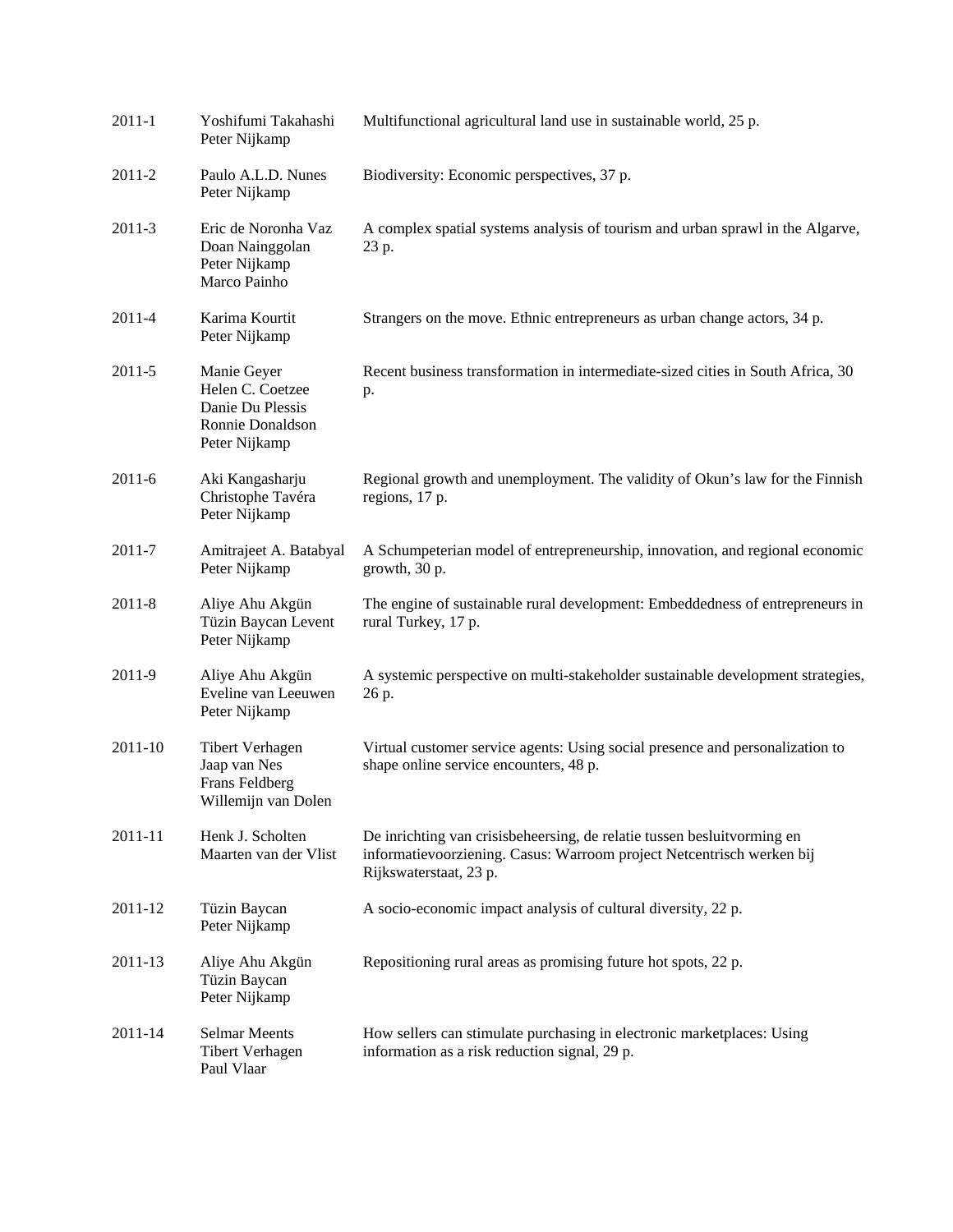| | | |
|---|---|---|
| 2011-1 | Yoshifumi Takahashi<br>Peter Nijkamp | Multifunctional agricultural land use in sustainable world, 25 p. |
| 2011-2 | Paulo A.L.D. Nunes<br>Peter Nijkamp | Biodiversity: Economic perspectives, 37 p. |
| 2011-3 | Eric de Noronha Vaz<br>Doan Nainggolan<br>Peter Nijkamp<br>Marco Painho | A complex spatial systems analysis of tourism and urban sprawl in the Algarve, 23 p. |
| 2011-4 | Karima Kourtit<br>Peter Nijkamp | Strangers on the move. Ethnic entrepreneurs as urban change actors, 34 p. |
| 2011-5 | Manie Geyer<br>Helen C. Coetzee<br>Danie Du Plessis<br>Ronnie Donaldson<br>Peter Nijkamp | Recent business transformation in intermediate-sized cities in South Africa, 30 p. |
| 2011-6 | Aki Kangasharju<br>Christophe Tavéra<br>Peter Nijkamp | Regional growth and unemployment. The validity of Okun's law for the Finnish regions, 17 p. |
| 2011-7 | Amitrajeet A. Batabyal<br>Peter Nijkamp | A Schumpeterian model of entrepreneurship, innovation, and regional economic growth, 30 p. |
| 2011-8 | Aliye Ahu Akgün<br>Tüzin Baycan Levent<br>Peter Nijkamp | The engine of sustainable rural development: Embeddedness of entrepreneurs in rural Turkey, 17 p. |
| 2011-9 | Aliye Ahu Akgün<br>Eveline van Leeuwen<br>Peter Nijkamp | A systemic perspective on multi-stakeholder sustainable development strategies, 26 p. |
| 2011-10 | Tibert Verhagen<br>Jaap van Nes<br>Frans Feldberg<br>Willemijn van Dolen | Virtual customer service agents: Using social presence and personalization to shape online service encounters, 48 p. |
| 2011-11 | Henk J. Scholten<br>Maarten van der Vlist | De inrichting van crisisbeheersing, de relatie tussen besluitvorming en informatievoorziening. Casus: Warroom project Netcentrisch werken bij Rijkswaterstaat, 23 p. |
| 2011-12 | Tüzin Baycan<br>Peter Nijkamp | A socio-economic impact analysis of cultural diversity, 22 p. |
| 2011-13 | Aliye Ahu Akgün<br>Tüzin Baycan<br>Peter Nijkamp | Repositioning rural areas as promising future hot spots, 22 p. |
| 2011-14 | Selmar Meents<br>Tibert Verhagen<br>Paul Vlaar | How sellers can stimulate purchasing in electronic marketplaces: Using information as a risk reduction signal, 29 p. |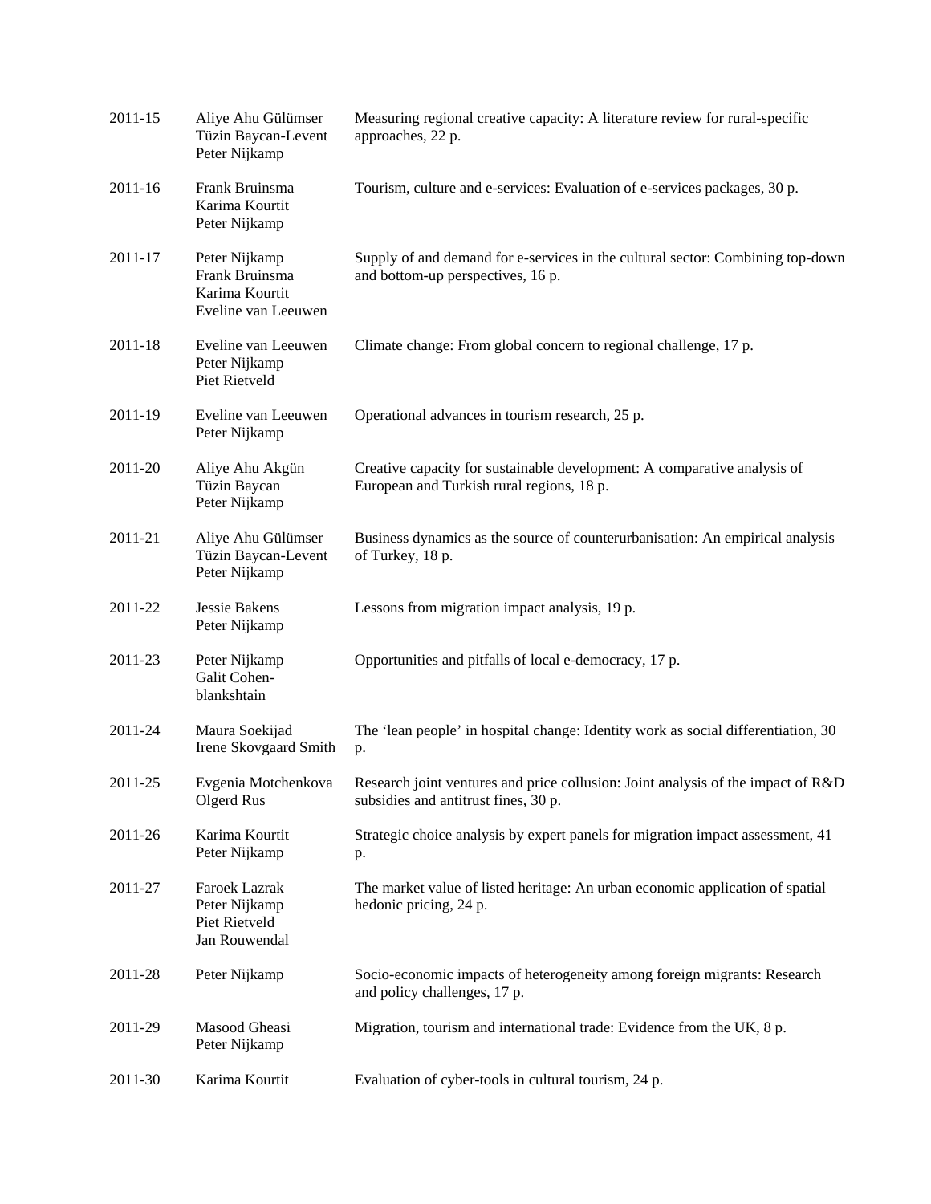| | | |
|---|---|---|
| 2011-15 | Aliye Ahu Gülümser<br>Tüzin Baycan-Levent<br>Peter Nijkamp | Measuring regional creative capacity: A literature review for rural-specific approaches, 22 p. |
| 2011-16 | Frank Bruinsma<br>Karima Kourtit<br>Peter Nijkamp | Tourism, culture and e-services: Evaluation of e-services packages, 30 p. |
| 2011-17 | Peter Nijkamp<br>Frank Bruinsma<br>Karima Kourtit<br>Eveline van Leeuwen | Supply of and demand for e-services in the cultural sector: Combining top-down and bottom-up perspectives, 16 p. |
| 2011-18 | Eveline van Leeuwen<br>Peter Nijkamp<br>Piet Rietveld | Climate change: From global concern to regional challenge, 17 p. |
| 2011-19 | Eveline van Leeuwen<br>Peter Nijkamp | Operational advances in tourism research, 25 p. |
| 2011-20 | Aliye Ahu Akgün<br>Tüzin Baycan<br>Peter Nijkamp | Creative capacity for sustainable development: A comparative analysis of European and Turkish rural regions, 18 p. |
| 2011-21 | Aliye Ahu Gülümser<br>Tüzin Baycan-Levent<br>Peter Nijkamp | Business dynamics as the source of counterurbanisation: An empirical analysis of Turkey, 18 p. |
| 2011-22 | Jessie Bakens<br>Peter Nijkamp | Lessons from migration impact analysis, 19 p. |
| 2011-23 | Peter Nijkamp<br>Galit Cohen-blankshtain | Opportunities and pitfalls of local e-democracy, 17 p. |
| 2011-24 | Maura Soekijad<br>Irene Skovgaard Smith | The 'lean people' in hospital change: Identity work as social differentiation, 30 p. |
| 2011-25 | Evgenia Motchenkova<br>Olgerd Rus | Research joint ventures and price collusion: Joint analysis of the impact of R&D subsidies and antitrust fines, 30 p. |
| 2011-26 | Karima Kourtit<br>Peter Nijkamp | Strategic choice analysis by expert panels for migration impact assessment, 41 p. |
| 2011-27 | Faroek Lazrak<br>Peter Nijkamp<br>Piet Rietveld<br>Jan Rouwendal | The market value of listed heritage: An urban economic application of spatial hedonic pricing, 24 p. |
| 2011-28 | Peter Nijkamp | Socio-economic impacts of heterogeneity among foreign migrants: Research and policy challenges, 17 p. |
| 2011-29 | Masood Gheasi<br>Peter Nijkamp | Migration, tourism and international trade: Evidence from the UK, 8 p. |
| 2011-30 | Karima Kourtit | Evaluation of cyber-tools in cultural tourism, 24 p. |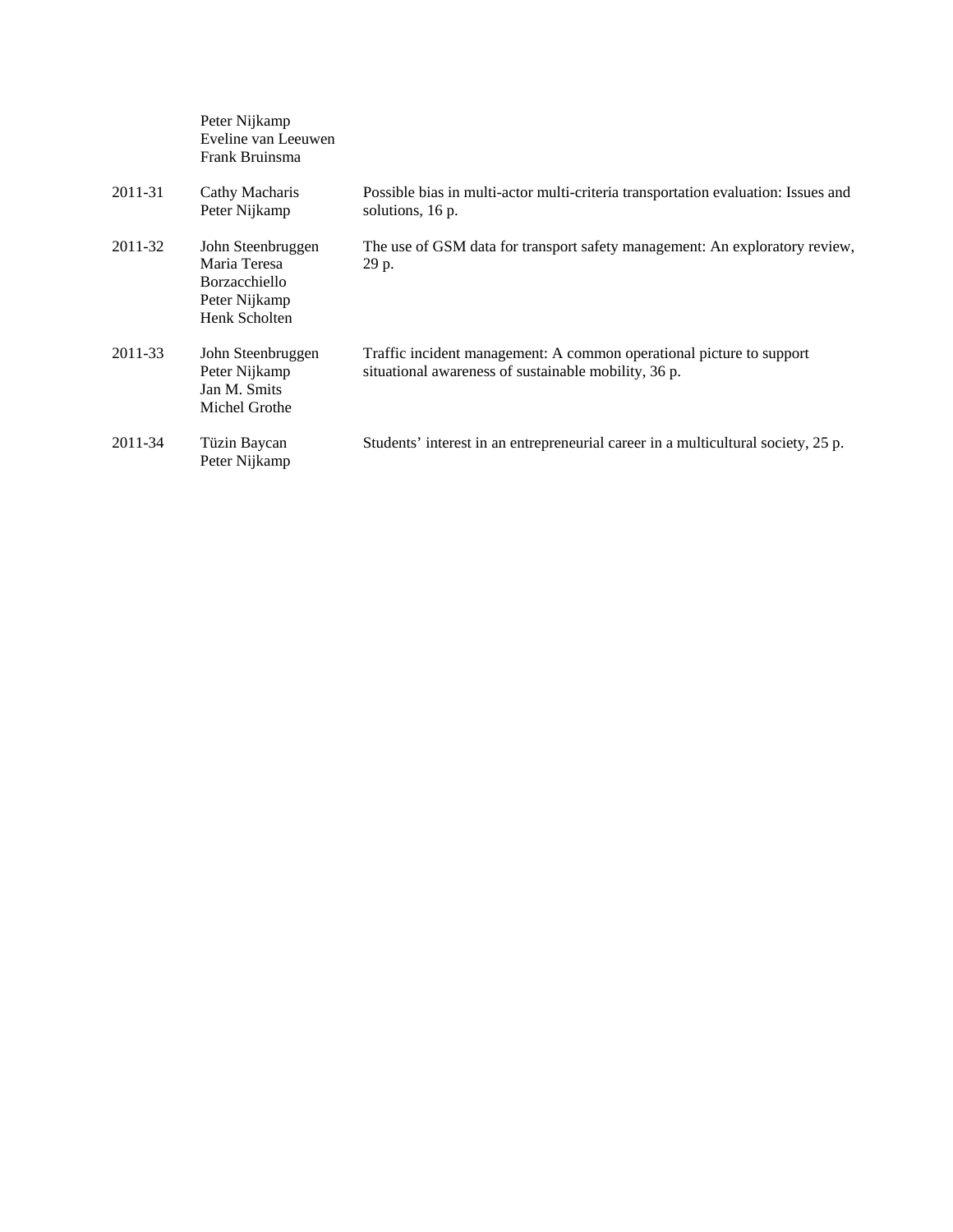| | | |
|---|---|---|
| | Peter Nijkamp<br>Eveline van Leeuwen<br>Frank Bruinsma | |
| 2011-31 | Cathy Macharis<br>Peter Nijkamp | Possible bias in multi-actor multi-criteria transportation evaluation: Issues and solutions, 16 p. |
| 2011-32 | John Steenbruggen<br>Maria Teresa Borzacchiello<br>Peter Nijkamp<br>Henk Scholten | The use of GSM data for transport safety management: An exploratory review, 29 p. |
| 2011-33 | John Steenbruggen<br>Peter Nijkamp<br>Jan M. Smits<br>Michel Grothe | Traffic incident management: A common operational picture to support situational awareness of sustainable mobility, 36 p. |
| 2011-34 | Tüzin Baycan<br>Peter Nijkamp | Students' interest in an entrepreneurial career in a multicultural society, 25 p. |